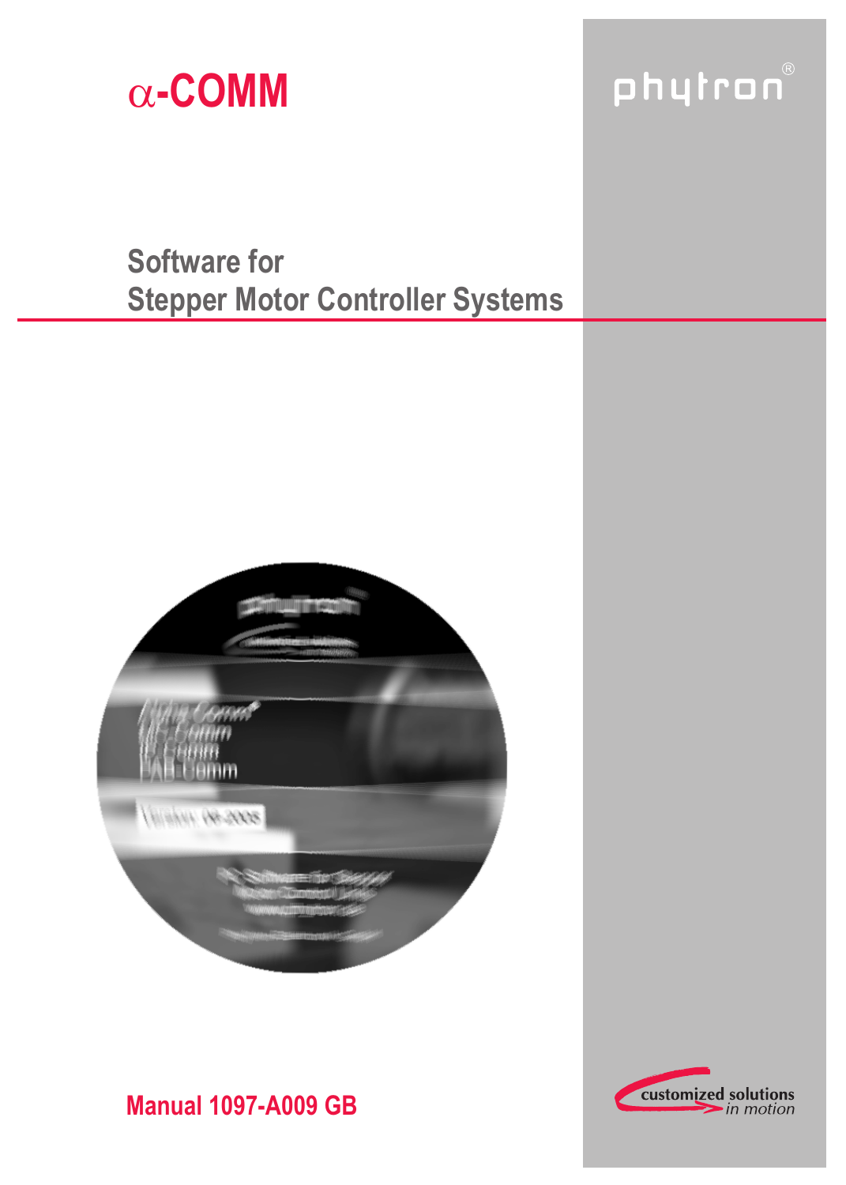# $\alpha$-COMM

phytron®

## Software for Stepper Motor Controller Systems

**Manual 1097-A009 GB**

customized solutions in motion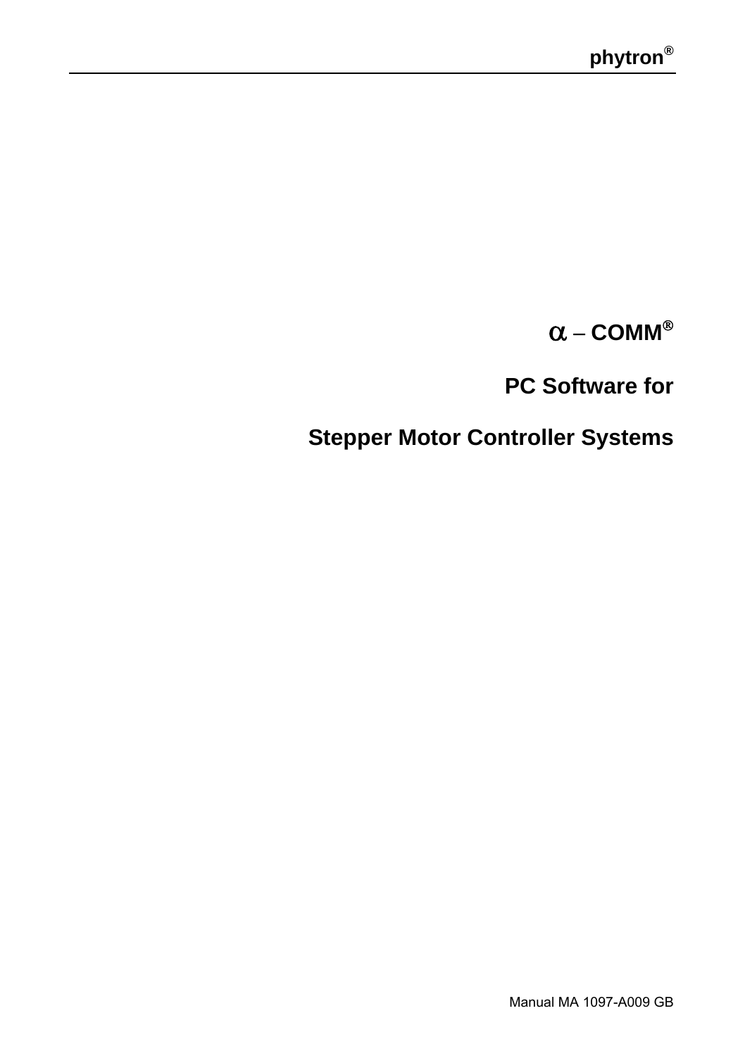# $\alpha$ – COMM®

## PC Software for

## Stepper Motor Controller Systems

Manual MA 1097-A009 GB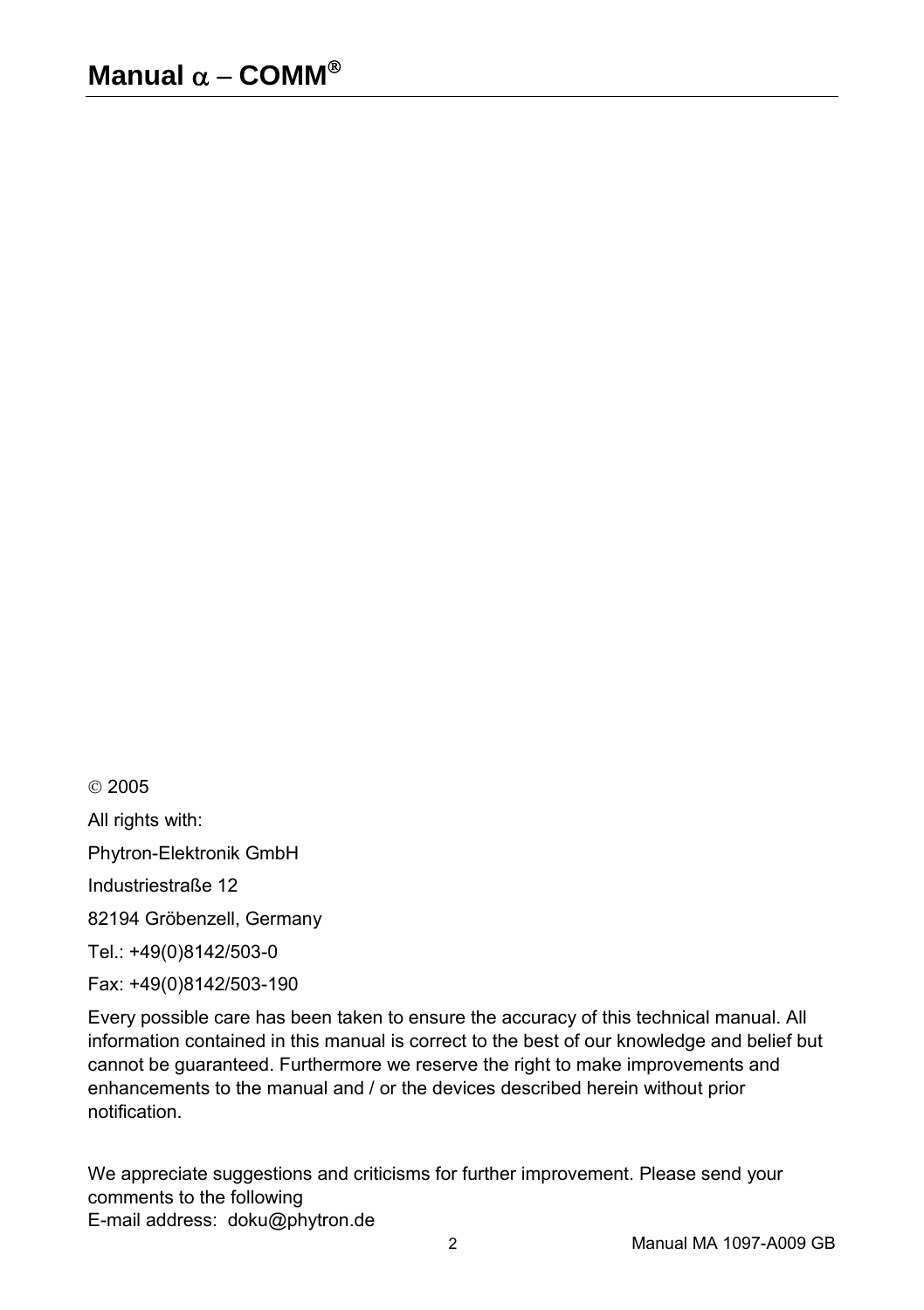© 2005

All rights with:

Phytron-Elektronik GmbH

Industriestraße 12

82194 Gröbenzell, Germany

Tel.: +49(0)8142/503-0

Fax: +49(0)8142/503-190

Every possible care has been taken to ensure the accuracy of this technical manual. All information contained in this manual is correct to the best of our knowledge and belief but cannot be guaranteed. Furthermore we reserve the right to make improvements and enhancements to the manual and / or the devices described herein without prior notification.

We appreciate suggestions and criticisms for further improvement. Please send your comments to the following
E-mail address: doku@phytron.de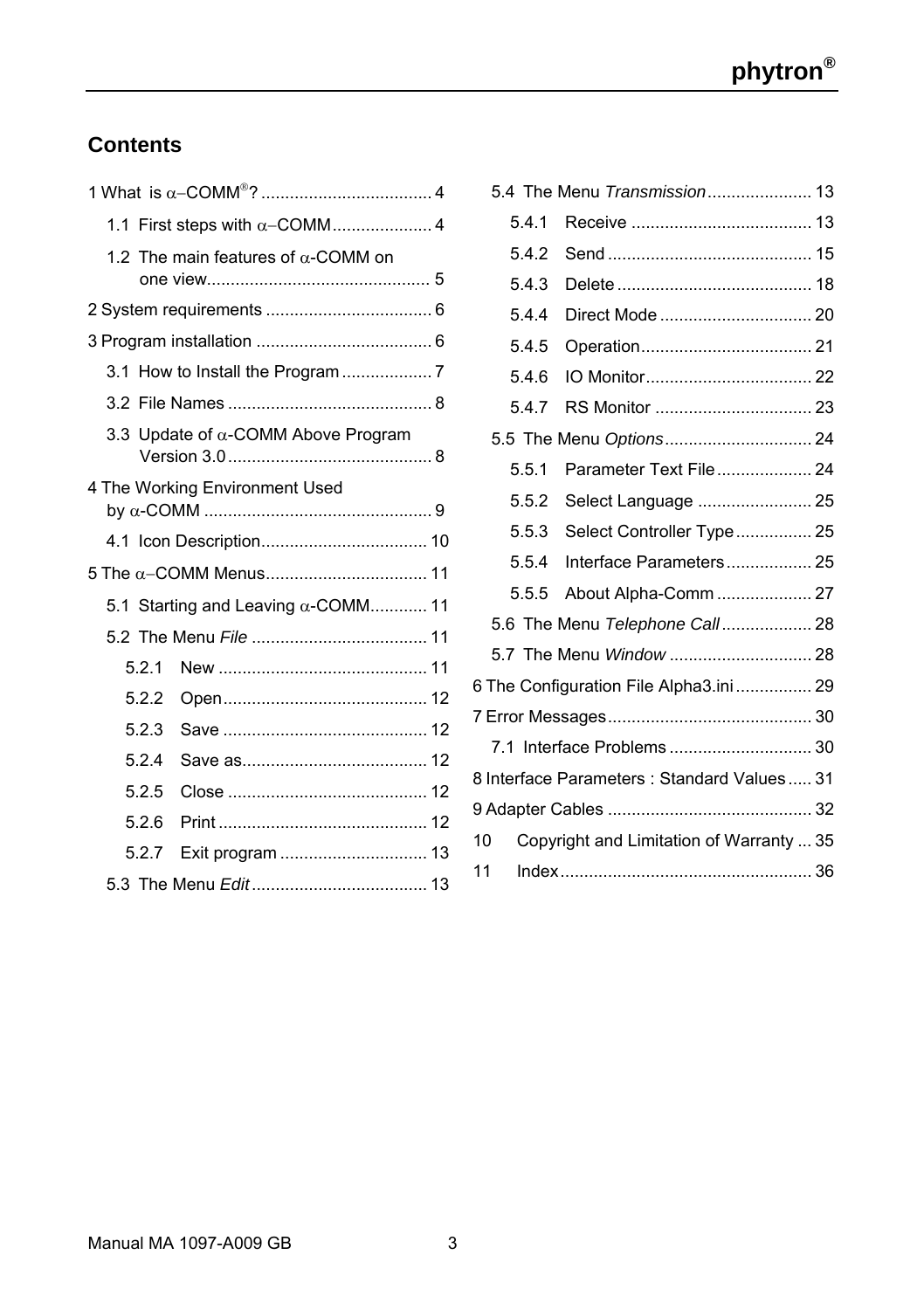## Contents

1 What is α−COMM®? .................................... 4

- 1.1 First steps with α−COMM ..................... 4
- 1.2 The main features of α-COMM on one view............................................... 5

2 System requirements ................................... 6

3 Program installation ..................................... 6

- 3.1 How to Install the Program ................... 7
- 3.2 File Names ........................................... 8
- 3.3 Update of α-COMM Above Program Version 3.0 ........................................... 8

4 The Working Environment Used by α-COMM ................................................ 9

- 4.1 Icon Description................................... 10

5 The α−COMM Menus.................................. 11

- 5.1 Starting and Leaving α-COMM............ 11
- 5.2 The Menu *File* ..................................... 11
  - 5.2.1 New ............................................ 11
  - 5.2.2 Open........................................... 12
  - 5.2.3 Save ........................................... 12
  - 5.2.4 Save as....................................... 12
  - 5.2.5 Close .......................................... 12
  - 5.2.6 Print ............................................ 12
  - 5.2.7 Exit program ............................... 13
- 5.3 The Menu *Edit* ..................................... 13
- 5.4 The Menu *Transmission* ...................... 13
  - 5.4.1 Receive ...................................... 13
  - 5.4.2 Send ........................................... 15
  - 5.4.3 Delete ......................................... 18
  - 5.4.4 Direct Mode ................................ 20
  - 5.4.5 Operation.................................... 21
  - 5.4.6 IO Monitor................................... 22
  - 5.4.7 RS Monitor ................................. 23
- 5.5 The Menu *Options* ............................... 24
  - 5.5.1 Parameter Text File .................... 24
  - 5.5.2 Select Language ........................ 25
  - 5.5.3 Select Controller Type ................ 25
  - 5.5.4 Interface Parameters .................. 25
  - 5.5.5 About Alpha-Comm .................... 27
- 5.6 The Menu *Telephone Call* ................... 28
- 5.7 The Menu *Window* .............................. 28

6 The Configuration File Alpha3.ini ................ 29

7 Error Messages........................................... 30

- 7.1 Interface Problems .............................. 30

8 Interface Parameters : Standard Values..... 31

9 Adapter Cables ........................................... 32

10 Copyright and Limitation of Warranty ... 35

11 Index..................................................... 36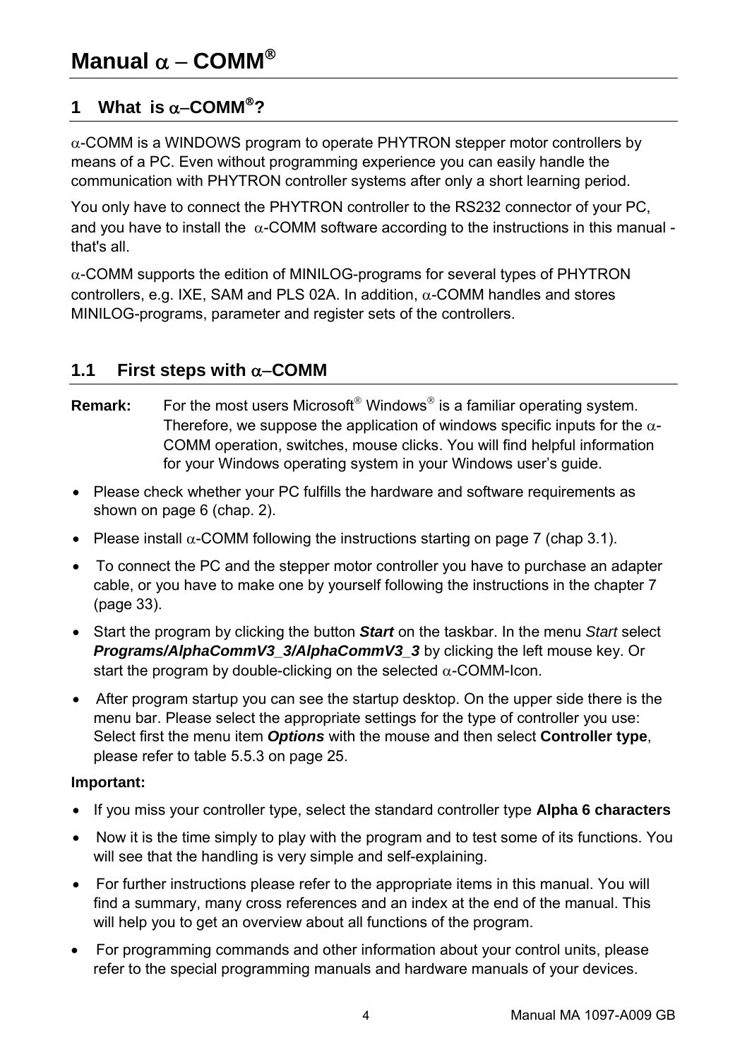# Manual α – COMM®

## 1 What is α–COMM®?

α-COMM is a WINDOWS program to operate PHYTRON stepper motor controllers by means of a PC. Even without programming experience you can easily handle the communication with PHYTRON controller systems after only a short learning period.

You only have to connect the PHYTRON controller to the RS232 connector of your PC, and you have to install the α-COMM software according to the instructions in this manual - that's all.

α-COMM supports the edition of MINILOG-programs for several types of PHYTRON controllers, e.g. IXE, SAM and PLS 02A. In addition, α-COMM handles and stores MINILOG-programs, parameter and register sets of the controllers.

## 1.1 First steps with α–COMM

**Remark:** For the most users Microsoft® Windows® is a familiar operating system. Therefore, we suppose the application of windows specific inputs for the α-COMM operation, switches, mouse clicks. You will find helpful information for your Windows operating system in your Windows user's guide.

- Please check whether your PC fulfills the hardware and software requirements as shown on page 6 (chap. 2).
- Please install α-COMM following the instructions starting on page 7 (chap 3.1).
- To connect the PC and the stepper motor controller you have to purchase an adapter cable, or you have to make one by yourself following the instructions in the chapter 7 (page 33).
- Start the program by clicking the button ***Start*** on the taskbar. In the menu *Start* select ***Programs/AlphaCommV3_3/AlphaCommV3_3*** by clicking the left mouse key. Or start the program by double-clicking on the selected α-COMM-Icon.
- After program startup you can see the startup desktop. On the upper side there is the menu bar. Please select the appropriate settings for the type of controller you use: Select first the menu item ***Options*** with the mouse and then select **Controller type**, please refer to table 5.5.3 on page 25.

**Important:**

- If you miss your controller type, select the standard controller type **Alpha 6 characters**
- Now it is the time simply to play with the program and to test some of its functions. You will see that the handling is very simple and self-explaining.
- For further instructions please refer to the appropriate items in this manual. You will find a summary, many cross references and an index at the end of the manual. This will help you to get an overview about all functions of the program.
- For programming commands and other information about your control units, please refer to the special programming manuals and hardware manuals of your devices.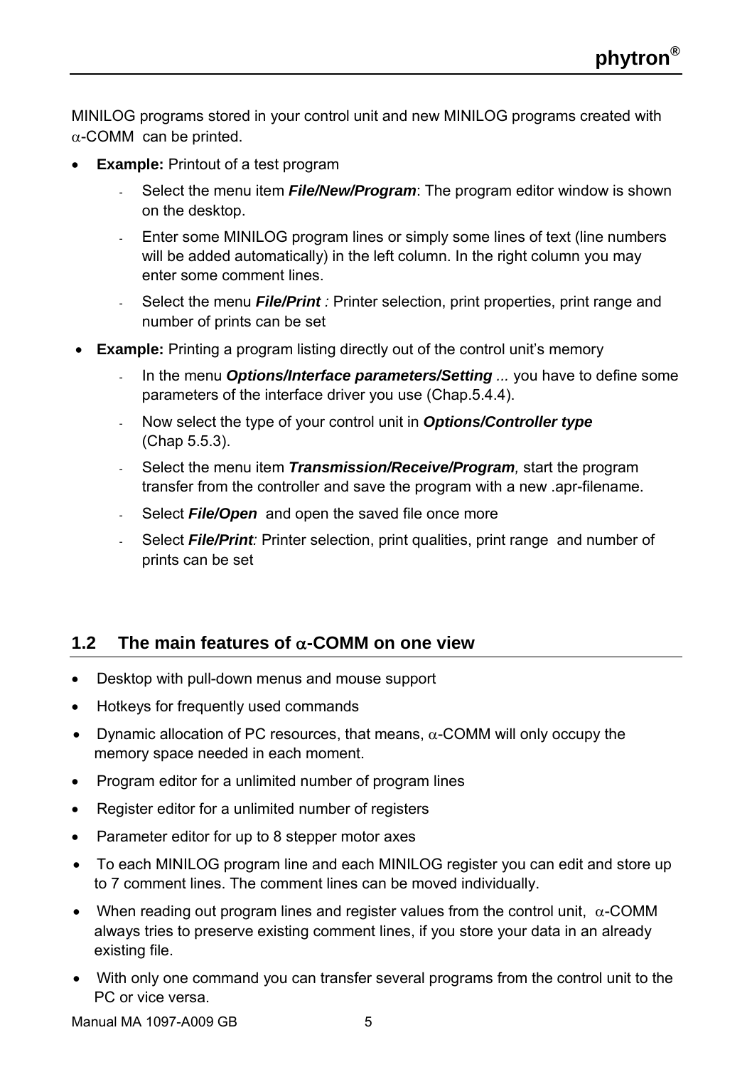MINILOG programs stored in your control unit and new MINILOG programs created with α-COMM can be printed.

- **Example:** Printout of a test program
  - Select the menu item ***File/New/Program***: The program editor window is shown on the desktop.
  - Enter some MINILOG program lines or simply some lines of text (line numbers will be added automatically) in the left column. In the right column you may enter some comment lines.
  - Select the menu ***File/Print*** *:* Printer selection, print properties, print range and number of prints can be set
- **Example:** Printing a program listing directly out of the control unit's memory
  - In the menu ***Options/Interface parameters/Setting*** *...* you have to define some parameters of the interface driver you use (Chap.5.4.4).
  - Now select the type of your control unit in ***Options/Controller type*** (Chap 5.5.3).
  - Select the menu item ***Transmission/Receive/Program****,* start the program transfer from the controller and save the program with a new .apr-filename.
  - Select ***File/Open*** and open the saved file once more
  - Select ***File/Print****:* Printer selection, print qualities, print range and number of prints can be set

## 1.2 The main features of α-COMM on one view

- Desktop with pull-down menus and mouse support
- Hotkeys for frequently used commands
- Dynamic allocation of PC resources, that means, α-COMM will only occupy the memory space needed in each moment.
- Program editor for a unlimited number of program lines
- Register editor for a unlimited number of registers
- Parameter editor for up to 8 stepper motor axes
- To each MINILOG program line and each MINILOG register you can edit and store up to 7 comment lines. The comment lines can be moved individually.
- When reading out program lines and register values from the control unit, α-COMM always tries to preserve existing comment lines, if you store your data in an already existing file.
- With only one command you can transfer several programs from the control unit to the PC or vice versa.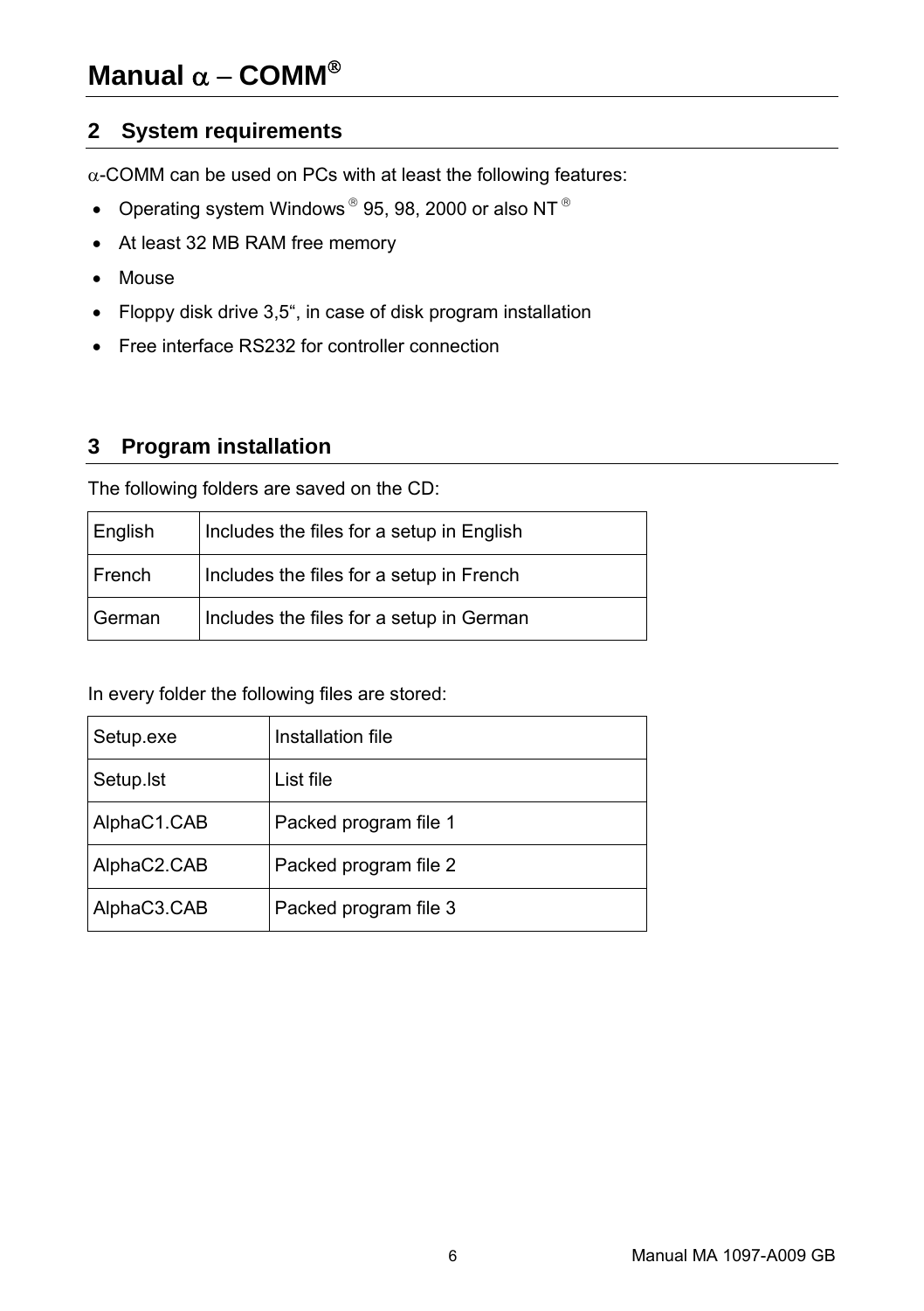## 2 System requirements

α-COMM can be used on PCs with at least the following features:

- Operating system Windows ® 95, 98, 2000 or also NT ®
- At least 32 MB RAM free memory
- Mouse
- Floppy disk drive 3,5“, in case of disk program installation
- Free interface RS232 for controller connection

## 3 Program installation

The following folders are saved on the CD:

| English | Includes the files for a setup in English |
|---|---|
| French | Includes the files for a setup in French |
| German | Includes the files for a setup in German |

In every folder the following files are stored:

| Setup.exe | Installation file |
|---|---|
| Setup.lst | List file |
| AlphaC1.CAB | Packed program file 1 |
| AlphaC2.CAB | Packed program file 2 |
| AlphaC3.CAB | Packed program file 3 |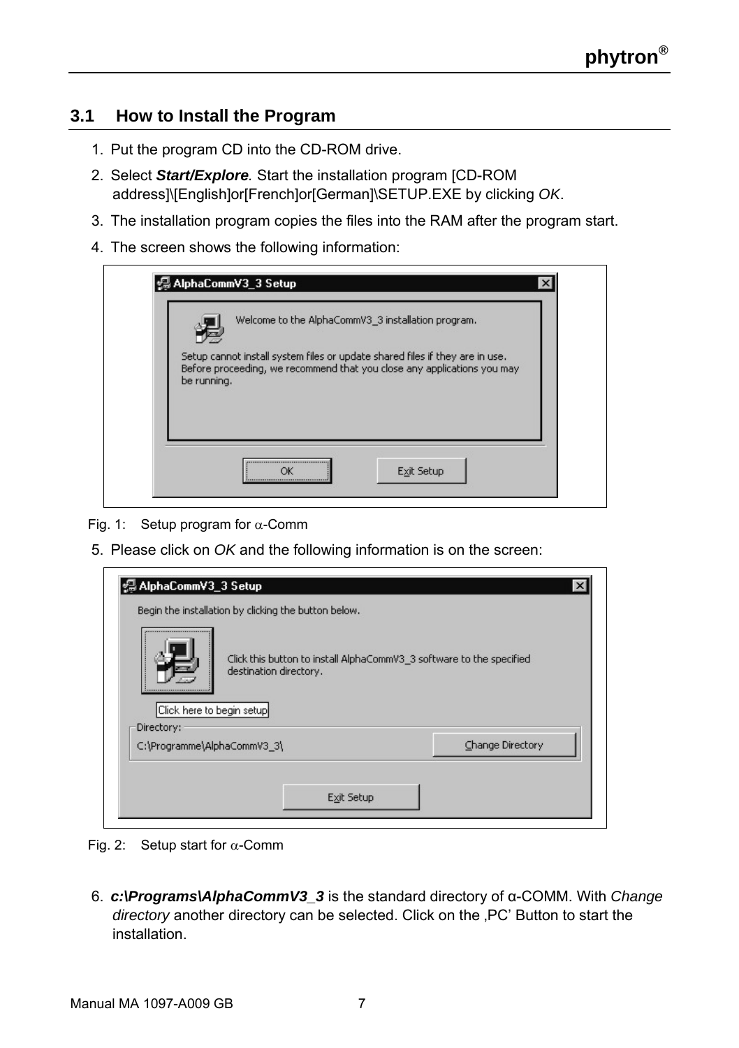## 3.1 How to Install the Program

1. Put the program CD into the CD-ROM drive.
2. Select ***Start/Explore***. Start the installation program [CD-ROM address]\[English]or[French]or[German]\SETUP.EXE by clicking *OK*.
3. The installation program copies the files into the RAM after the program start.
4. The screen shows the following information:

Fig. 1: Setup program for α-Comm

5. Please click on *OK* and the following information is on the screen:

Fig. 2: Setup start for α-Comm

6. ***c:\Programs\AlphaCommV3_3*** is the standard directory of α-COMM. With *Change directory* another directory can be selected. Click on the ‚PC' Button to start the installation.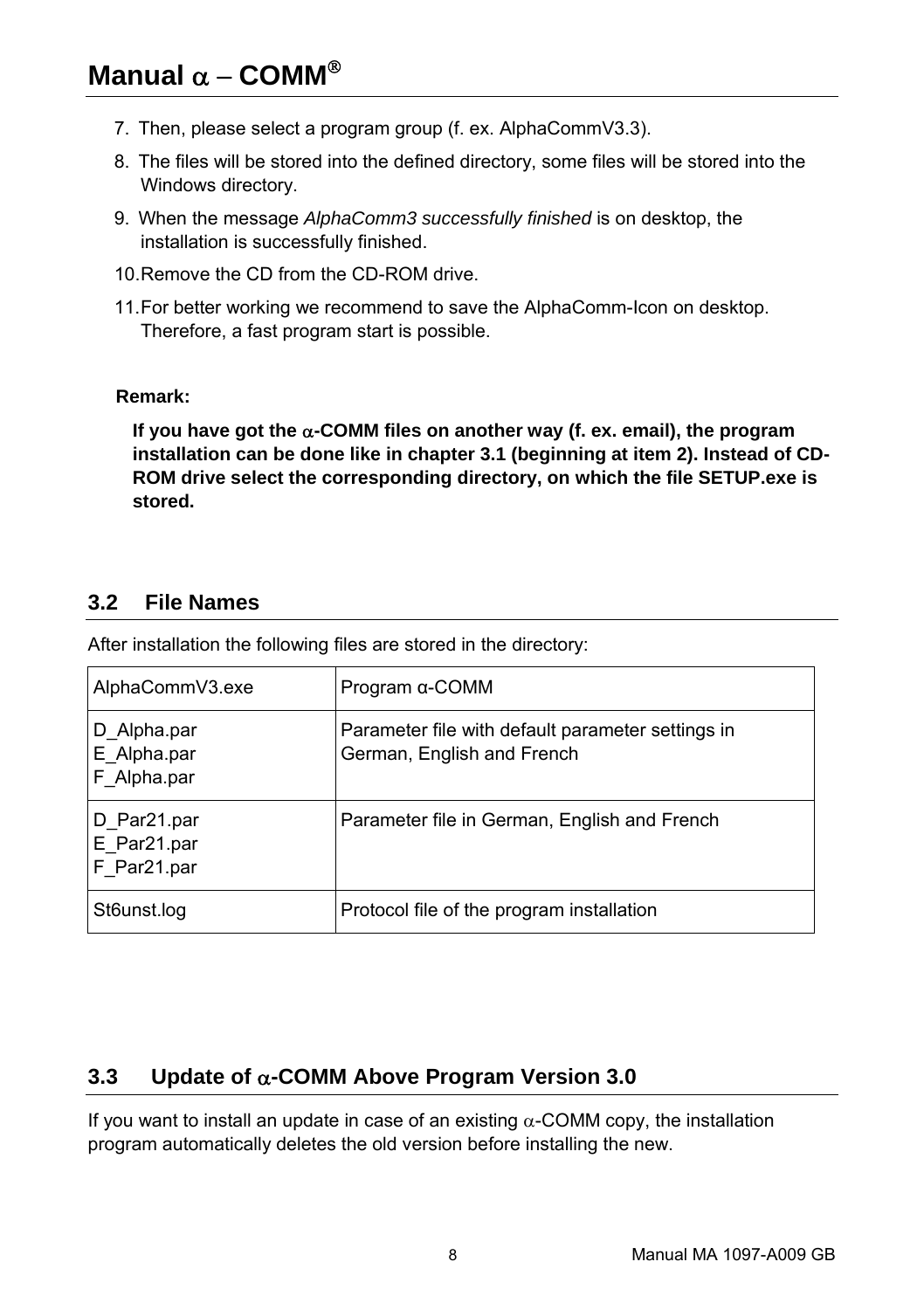7. Then, please select a program group (f. ex. AlphaCommV3.3).
8. The files will be stored into the defined directory, some files will be stored into the Windows directory.
9. When the message *AlphaComm3 successfully finished* is on desktop, the installation is successfully finished.
10. Remove the CD from the CD-ROM drive.
11. For better working we recommend to save the AlphaComm-Icon on desktop. Therefore, a fast program start is possible.

**Remark:**

**If you have got the α-COMM files on another way (f. ex. email), the program installation can be done like in chapter 3.1 (beginning at item 2). Instead of CD-ROM drive select the corresponding directory, on which the file SETUP.exe is stored.**

## 3.2 File Names

After installation the following files are stored in the directory:

| | |
|---|---|
| AlphaCommV3.exe | Program α-COMM |
| D_Alpha.par<br>E_Alpha.par<br>F_Alpha.par | Parameter file with default parameter settings in German, English and French |
| D_Par21.par<br>E_Par21.par<br>F_Par21.par | Parameter file in German, English and French |
| St6unst.log | Protocol file of the program installation |

## 3.3 Update of α-COMM Above Program Version 3.0

If you want to install an update in case of an existing α-COMM copy, the installation program automatically deletes the old version before installing the new.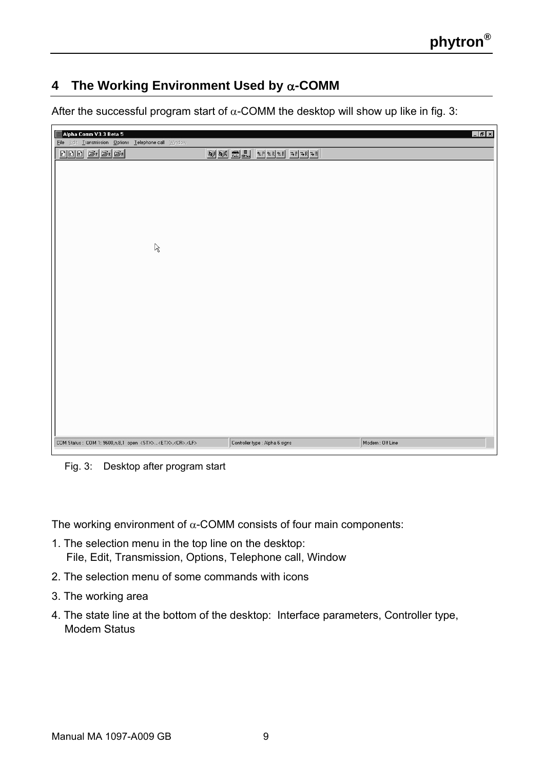# 4 The Working Environment Used by α-COMM

After the successful program start of α-COMM the desktop will show up like in fig. 3:

Fig. 3: Desktop after program start

The working environment of α-COMM consists of four main components:

1. The selection menu in the top line on the desktop:
   File, Edit, Transmission, Options, Telephone call, Window
2. The selection menu of some commands with icons
3. The working area
4. The state line at the bottom of the desktop: Interface parameters, Controller type, Modem Status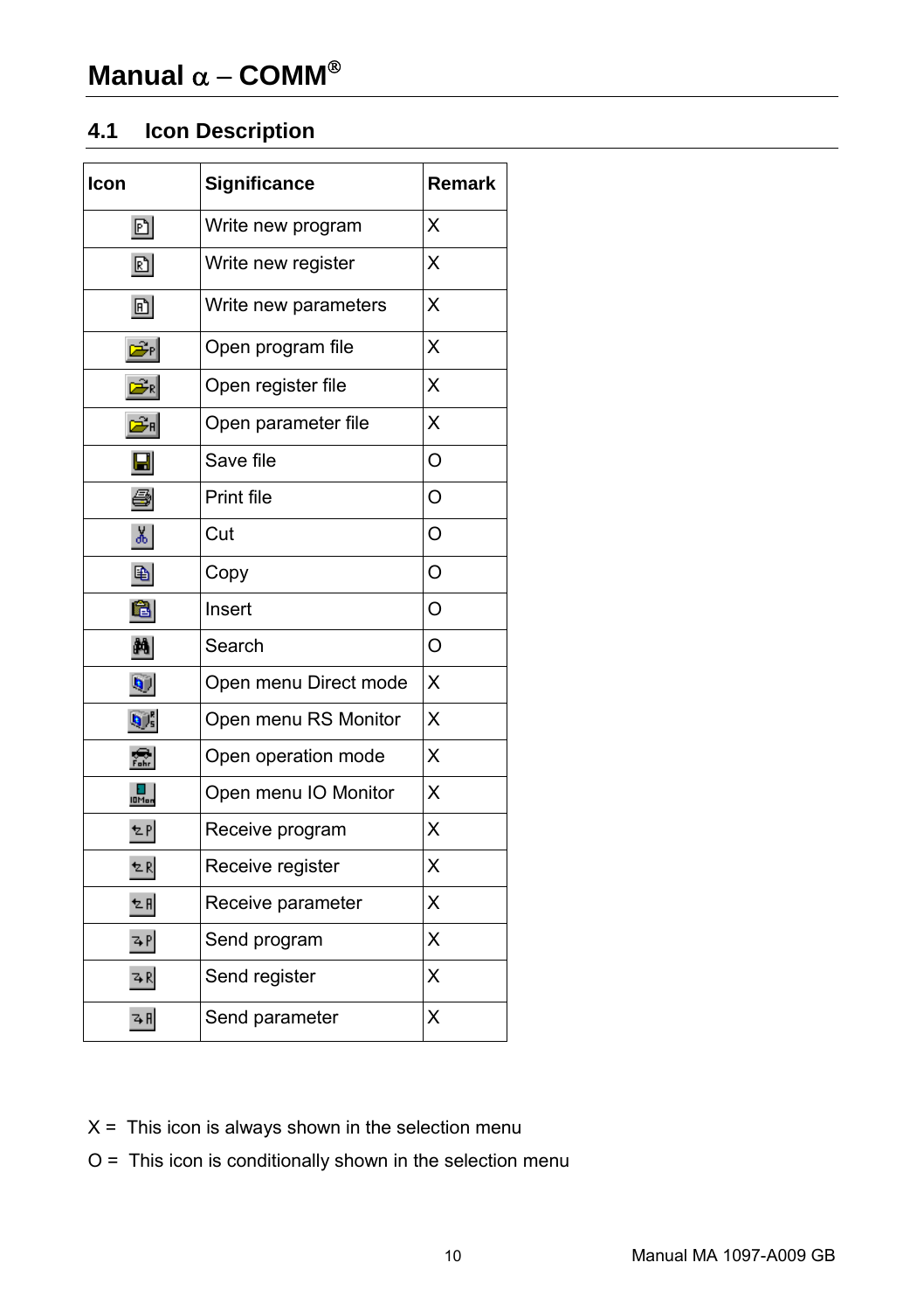## 4.1 Icon Description

| Icon | Significance | Remark |
|---|---|---|
| | Write new program | X |
| | Write new register | X |
| | Write new parameters | X |
| | Open program file | X |
| | Open register file | X |
| | Open parameter file | X |
| | Save file | O |
| | Print file | O |
| | Cut | O |
| | Copy | O |
| | Insert | O |
| | Search | O |
| | Open menu Direct mode | X |
| | Open menu RS Monitor | X |
| | Open operation mode | X |
| | Open menu IO Monitor | X |
| | Receive program | X |
| | Receive register | X |
| | Receive parameter | X |
| | Send program | X |
| | Send register | X |
| | Send parameter | X |

X = This icon is always shown in the selection menu

O = This icon is conditionally shown in the selection menu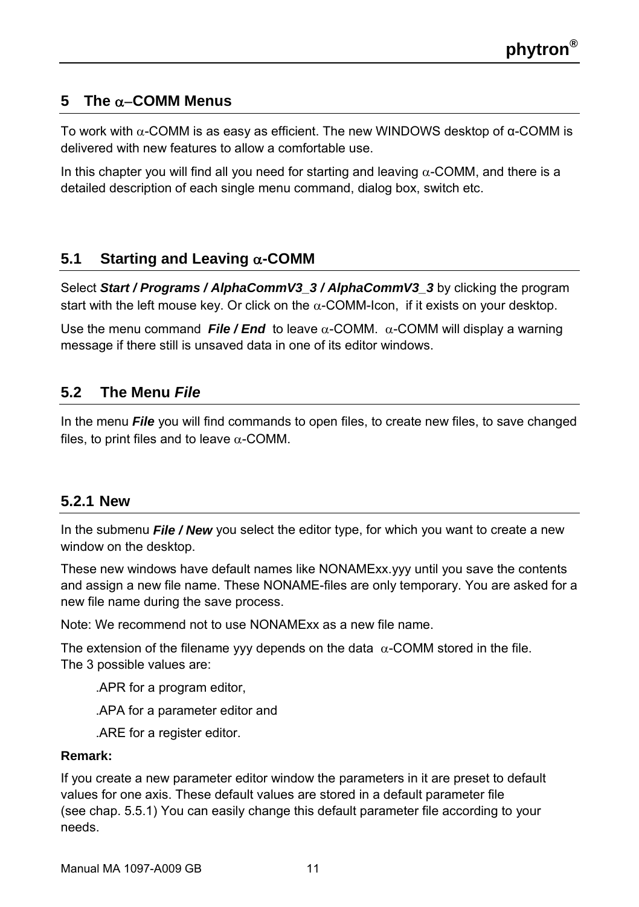# 5 The α–COMM Menus

To work with α-COMM is as easy as efficient. The new WINDOWS desktop of α-COMM is delivered with new features to allow a comfortable use.

In this chapter you will find all you need for starting and leaving α-COMM, and there is a detailed description of each single menu command, dialog box, switch etc.

## 5.1 Starting and Leaving α-COMM

Select ***Start / Programs / AlphaCommV3_3 / AlphaCommV3_3*** by clicking the program start with the left mouse key. Or click on the α-COMM-Icon, if it exists on your desktop.

Use the menu command ***File / End*** to leave α-COMM. α-COMM will display a warning message if there still is unsaved data in one of its editor windows.

## 5.2 The Menu *File*

In the menu ***File*** you will find commands to open files, to create new files, to save changed files, to print files and to leave α-COMM.

### 5.2.1 New

In the submenu ***File / New*** you select the editor type, for which you want to create a new window on the desktop.

These new windows have default names like NONAMExx.yyy until you save the contents and assign a new file name. These NONAME-files are only temporary. You are asked for a new file name during the save process.

Note: We recommend not to use NONAMExx as a new file name.

The extension of the filename yyy depends on the data α-COMM stored in the file. The 3 possible values are:

.APR for a program editor,

.APA for a parameter editor and

.ARE for a register editor.

**Remark:**

If you create a new parameter editor window the parameters in it are preset to default values for one axis. These default values are stored in a default parameter file (see chap. 5.5.1) You can easily change this default parameter file according to your needs.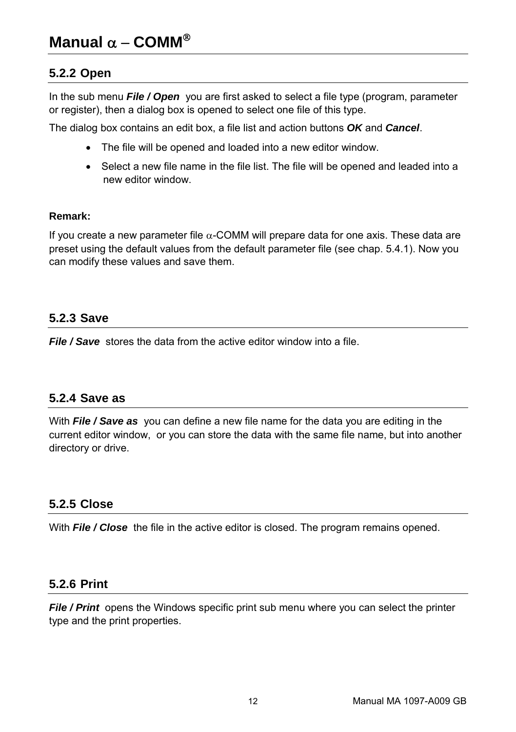### 5.2.2 Open

In the sub menu ***File / Open*** you are first asked to select a file type (program, parameter or register), then a dialog box is opened to select one file of this type.

The dialog box contains an edit box, a file list and action buttons ***OK*** and ***Cancel***.

- The file will be opened and loaded into a new editor window.
- Select a new file name in the file list. The file will be opened and leaded into a new editor window.

**Remark:**

If you create a new parameter file α-COMM will prepare data for one axis. These data are preset using the default values from the default parameter file (see chap. 5.4.1). Now you can modify these values and save them.

### 5.2.3 Save

***File / Save*** stores the data from the active editor window into a file.

### 5.2.4 Save as

With ***File / Save as*** you can define a new file name for the data you are editing in the current editor window, or you can store the data with the same file name, but into another directory or drive.

### 5.2.5 Close

With ***File / Close*** the file in the active editor is closed. The program remains opened.

### 5.2.6 Print

***File / Print*** opens the Windows specific print sub menu where you can select the printer type and the print properties.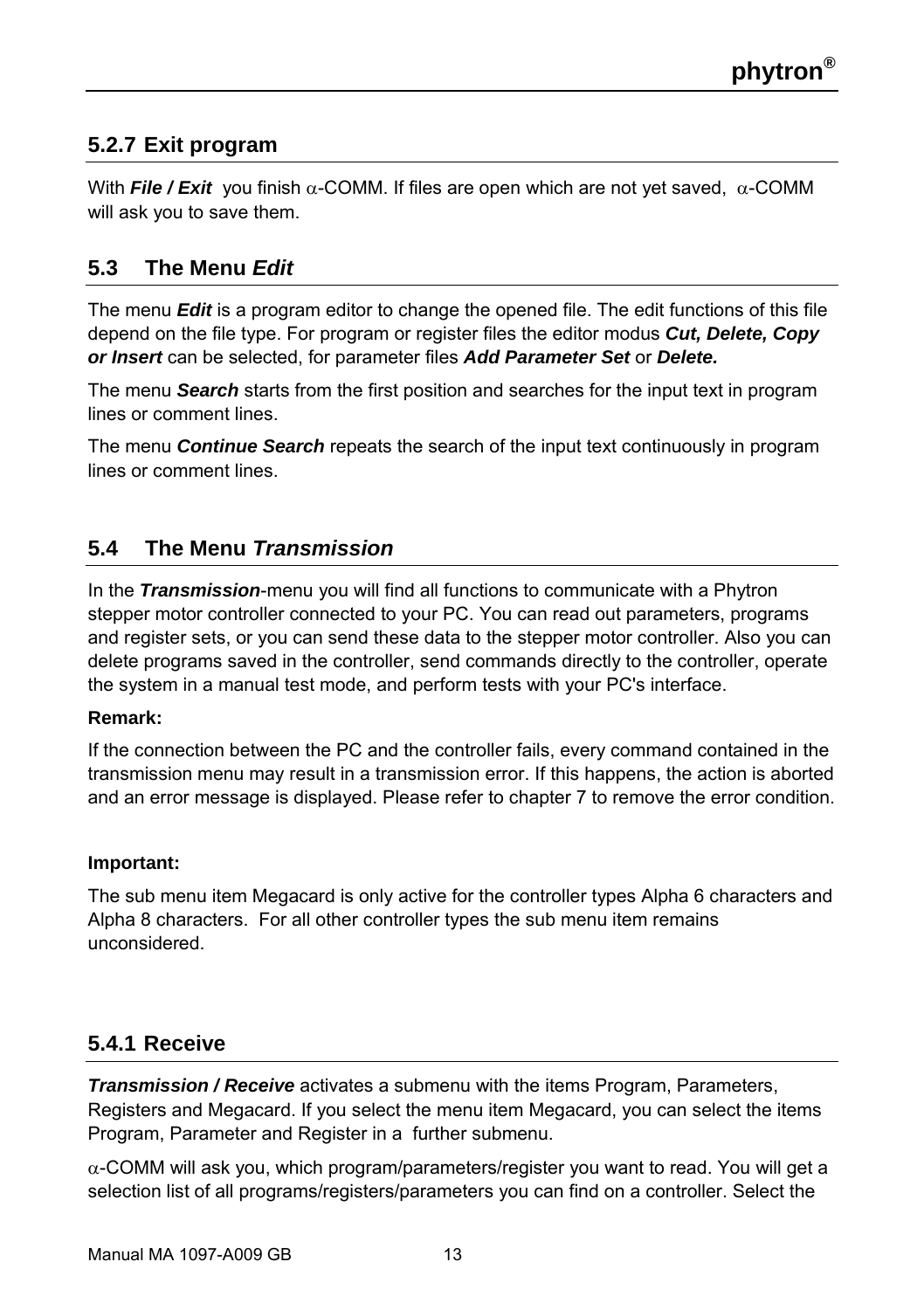### 5.2.7 Exit program

With ***File / Exit*** you finish α-COMM. If files are open which are not yet saved, α-COMM will ask you to save them.

## 5.3 The Menu *Edit*

The menu ***Edit*** is a program editor to change the opened file. The edit functions of this file depend on the file type. For program or register files the editor modus ***Cut, Delete, Copy or Insert*** can be selected, for parameter files ***Add Parameter Set*** or ***Delete.***

The menu ***Search*** starts from the first position and searches for the input text in program lines or comment lines.

The menu ***Continue Search*** repeats the search of the input text continuously in program lines or comment lines.

## 5.4 The Menu *Transmission*

In the ***Transmission***-menu you will find all functions to communicate with a Phytron stepper motor controller connected to your PC. You can read out parameters, programs and register sets, or you can send these data to the stepper motor controller. Also you can delete programs saved in the controller, send commands directly to the controller, operate the system in a manual test mode, and perform tests with your PC's interface.

**Remark:**

If the connection between the PC and the controller fails, every command contained in the transmission menu may result in a transmission error. If this happens, the action is aborted and an error message is displayed. Please refer to chapter 7 to remove the error condition.

**Important:**

The sub menu item Megacard is only active for the controller types Alpha 6 characters and Alpha 8 characters. For all other controller types the sub menu item remains unconsidered.

### 5.4.1 Receive

***Transmission / Receive*** activates a submenu with the items Program, Parameters, Registers and Megacard. If you select the menu item Megacard, you can select the items Program, Parameter and Register in a further submenu.

α-COMM will ask you, which program/parameters/register you want to read. You will get a selection list of all programs/registers/parameters you can find on a controller. Select the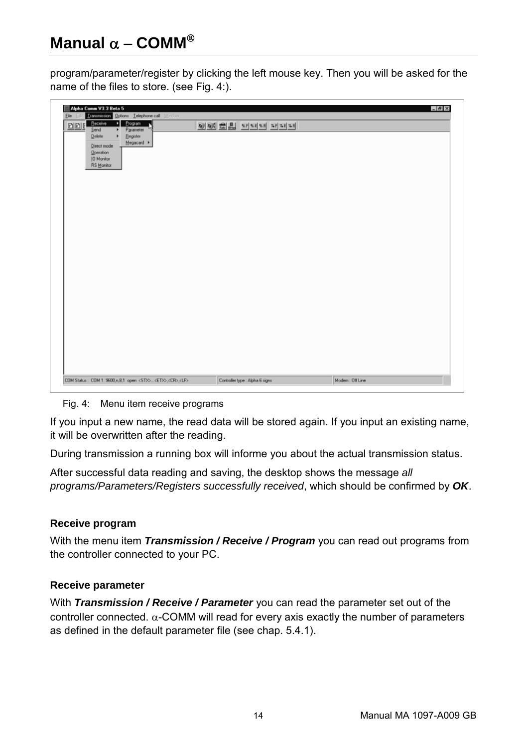program/parameter/register by clicking the left mouse key. Then you will be asked for the name of the files to store. (see Fig. 4:).

Fig. 4: Menu item receive programs

If you input a new name, the read data will be stored again. If you input an existing name, it will be overwritten after the reading.

During transmission a running box will informe you about the actual transmission status.

After successful data reading and saving, the desktop shows the message *all programs/Parameters/Registers successfully received*, which should be confirmed by ***OK***.

**Receive program**

With the menu item ***Transmission / Receive / Program*** you can read out programs from the controller connected to your PC.

**Receive parameter**

With ***Transmission / Receive / Parameter*** you can read the parameter set out of the controller connected. $\alpha$-COMM will read for every axis exactly the number of parameters as defined in the default parameter file (see chap. 5.4.1).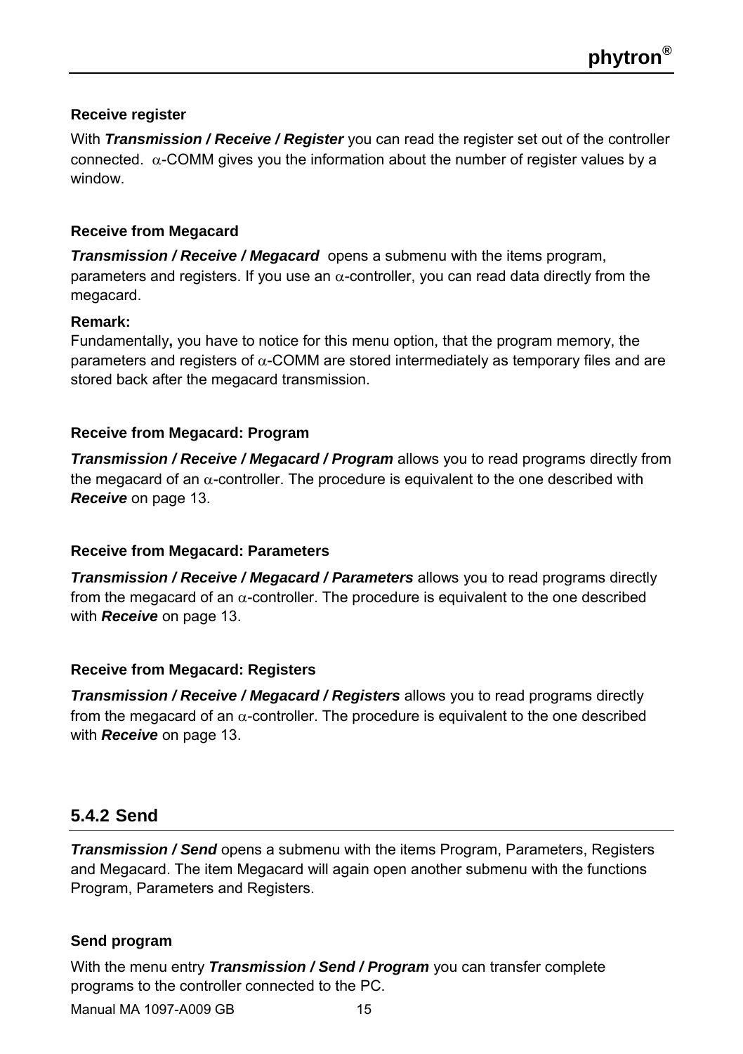**Receive register**

With ***Transmission / Receive / Register*** you can read the register set out of the controller connected. α-COMM gives you the information about the number of register values by a window.

**Receive from Megacard**

***Transmission / Receive / Megacard*** opens a submenu with the items program, parameters and registers. If you use an α-controller, you can read data directly from the megacard.

**Remark:**
Fundamentally**,** you have to notice for this menu option, that the program memory, the parameters and registers of α-COMM are stored intermediately as temporary files and are stored back after the megacard transmission.

**Receive from Megacard: Program**

***Transmission / Receive / Megacard / Program*** allows you to read programs directly from the megacard of an α-controller. The procedure is equivalent to the one described with ***Receive*** on page 13.

**Receive from Megacard: Parameters**

***Transmission / Receive / Megacard / Parameters*** allows you to read programs directly from the megacard of an α-controller. The procedure is equivalent to the one described with ***Receive*** on page 13.

**Receive from Megacard: Registers**

***Transmission / Receive / Megacard / Registers*** allows you to read programs directly from the megacard of an α-controller. The procedure is equivalent to the one described with ***Receive*** on page 13.

## 5.4.2 Send

***Transmission / Send*** opens a submenu with the items Program, Parameters, Registers and Megacard. The item Megacard will again open another submenu with the functions Program, Parameters and Registers.

**Send program**

With the menu entry ***Transmission / Send / Program*** you can transfer complete programs to the controller connected to the PC.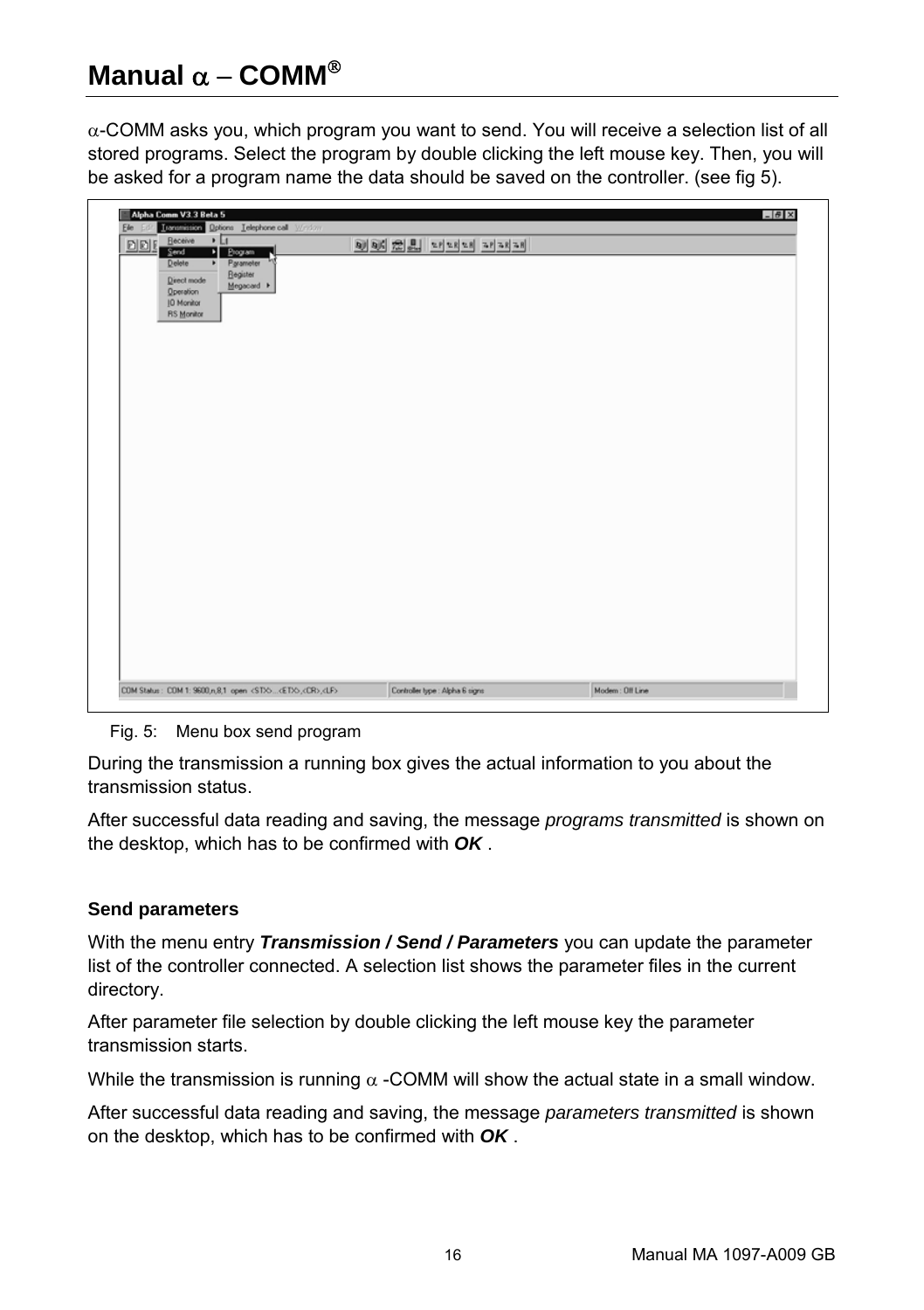α-COMM asks you, which program you want to send. You will receive a selection list of all stored programs. Select the program by double clicking the left mouse key. Then, you will be asked for a program name the data should be saved on the controller. (see fig 5).

Fig. 5: Menu box send program

During the transmission a running box gives the actual information to you about the transmission status.

After successful data reading and saving, the message *programs transmitted* is shown on the desktop, which has to be confirmed with ***OK*** .

### Send parameters

With the menu entry ***Transmission / Send / Parameters*** you can update the parameter list of the controller connected. A selection list shows the parameter files in the current directory.

After parameter file selection by double clicking the left mouse key the parameter transmission starts.

While the transmission is running α -COMM will show the actual state in a small window.

After successful data reading and saving, the message *parameters transmitted* is shown on the desktop, which has to be confirmed with ***OK*** .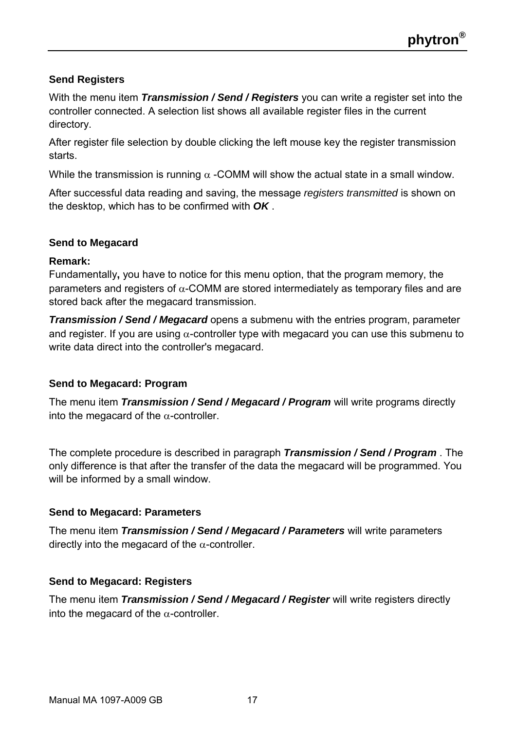### Send Registers

With the menu item ***Transmission / Send / Registers*** you can write a register set into the controller connected. A selection list shows all available register files in the current directory.

After register file selection by double clicking the left mouse key the register transmission starts.

While the transmission is running α -COMM will show the actual state in a small window.

After successful data reading and saving, the message *registers transmitted* is shown on the desktop, which has to be confirmed with ***OK*** .

### Send to Megacard

**Remark:**
Fundamentally**,** you have to notice for this menu option, that the program memory, the parameters and registers of α-COMM are stored intermediately as temporary files and are stored back after the megacard transmission.

***Transmission / Send / Megacard*** opens a submenu with the entries program, parameter and register. If you are using α-controller type with megacard you can use this submenu to write data direct into the controller's megacard.

### Send to Megacard: Program

The menu item ***Transmission / Send / Megacard / Program*** will write programs directly into the megacard of the α-controller.

The complete procedure is described in paragraph ***Transmission / Send / Program*** . The only difference is that after the transfer of the data the megacard will be programmed. You will be informed by a small window.

### Send to Megacard: Parameters

The menu item ***Transmission / Send / Megacard / Parameters*** will write parameters directly into the megacard of the α-controller.

### Send to Megacard: Registers

The menu item ***Transmission / Send / Megacard / Register*** will write registers directly into the megacard of the α-controller.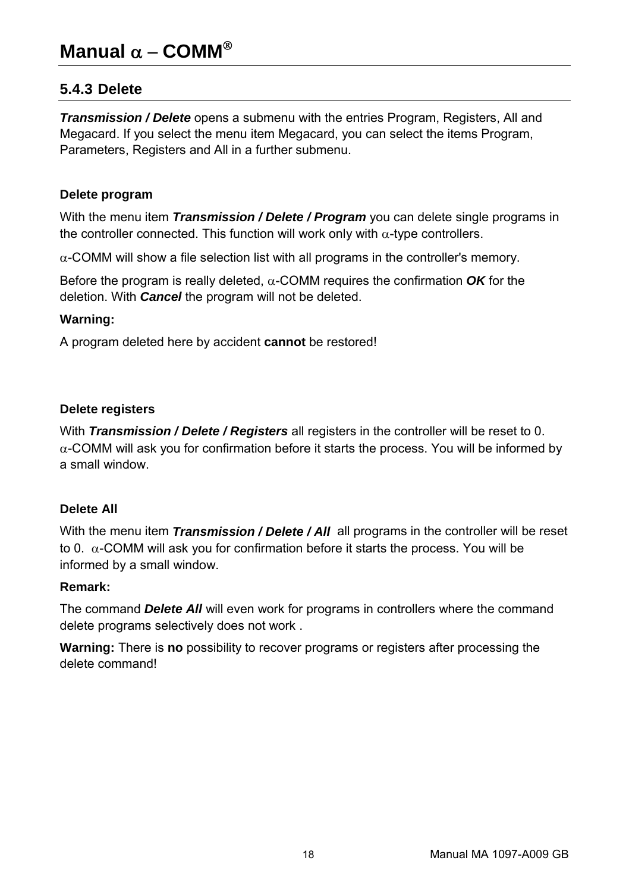## 5.4.3 Delete

***Transmission / Delete*** opens a submenu with the entries Program, Registers, All and Megacard. If you select the menu item Megacard, you can select the items Program, Parameters, Registers and All in a further submenu.

**Delete program**

With the menu item ***Transmission / Delete / Program*** you can delete single programs in the controller connected. This function will work only with α-type controllers.

α-COMM will show a file selection list with all programs in the controller's memory.

Before the program is really deleted, α-COMM requires the confirmation ***OK*** for the deletion. With ***Cancel*** the program will not be deleted.

**Warning:**

A program deleted here by accident **cannot** be restored!

**Delete registers**

With ***Transmission / Delete / Registers*** all registers in the controller will be reset to 0. α-COMM will ask you for confirmation before it starts the process. You will be informed by a small window.

**Delete All**

With the menu item ***Transmission / Delete / All*** all programs in the controller will be reset to 0. α-COMM will ask you for confirmation before it starts the process. You will be informed by a small window.

**Remark:**

The command ***Delete All*** will even work for programs in controllers where the command delete programs selectively does not work .

**Warning:** There is **no** possibility to recover programs or registers after processing the delete command!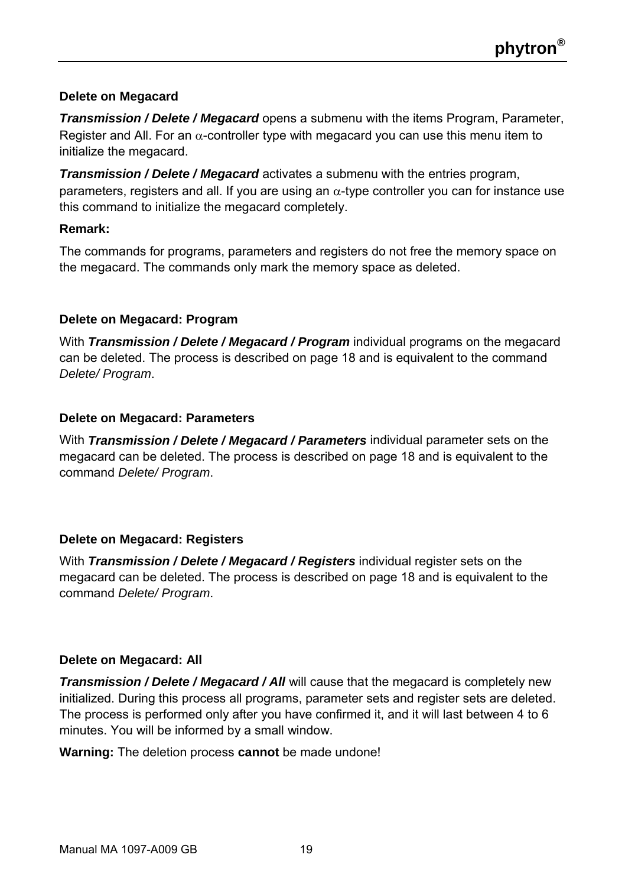### Delete on Megacard

***Transmission / Delete / Megacard*** opens a submenu with the items Program, Parameter, Register and All. For an $\alpha$-controller type with megacard you can use this menu item to initialize the megacard.

***Transmission / Delete / Megacard*** activates a submenu with the entries program, parameters, registers and all. If you are using an $\alpha$-type controller you can for instance use this command to initialize the megacard completely.

**Remark:**

The commands for programs, parameters and registers do not free the memory space on the megacard. The commands only mark the memory space as deleted.

### Delete on Megacard: Program

With ***Transmission / Delete / Megacard / Program*** individual programs on the megacard can be deleted. The process is described on page 18 and is equivalent to the command *Delete/ Program*.

### Delete on Megacard: Parameters

With ***Transmission / Delete / Megacard / Parameters*** individual parameter sets on the megacard can be deleted. The process is described on page 18 and is equivalent to the command *Delete/ Program*.

### Delete on Megacard: Registers

With ***Transmission / Delete / Megacard / Registers*** individual register sets on the megacard can be deleted. The process is described on page 18 and is equivalent to the command *Delete/ Program*.

### Delete on Megacard: All

***Transmission / Delete / Megacard / All*** will cause that the megacard is completely new initialized. During this process all programs, parameter sets and register sets are deleted. The process is performed only after you have confirmed it, and it will last between 4 to 6 minutes. You will be informed by a small window.

**Warning:** The deletion process **cannot** be made undone!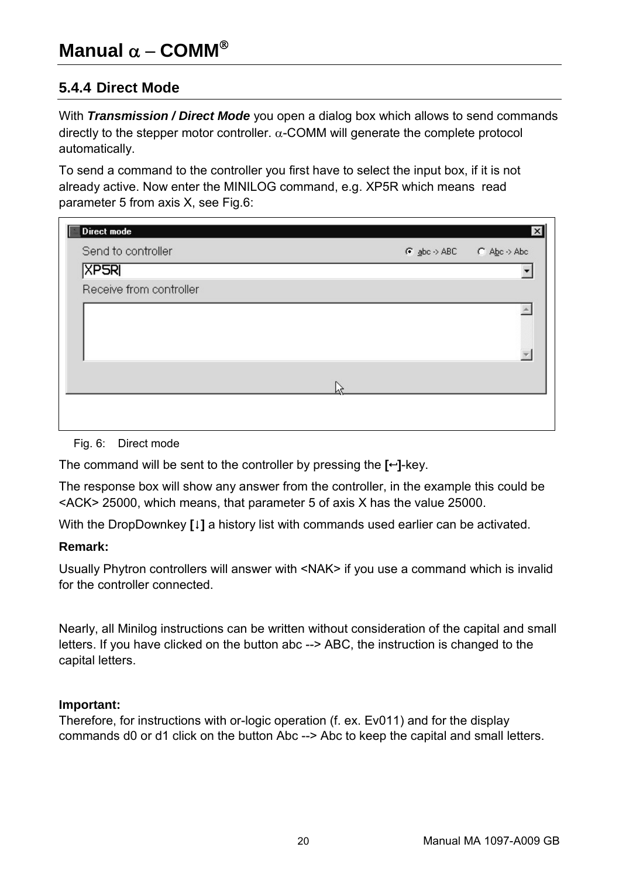## 5.4.4 Direct Mode

With ***Transmission / Direct Mode*** you open a dialog box which allows to send commands directly to the stepper motor controller. α-COMM will generate the complete protocol automatically.

To send a command to the controller you first have to select the input box, if it is not already active. Now enter the MINILOG command, e.g. XP5R which means read parameter 5 from axis X, see Fig.6:

Fig. 6: Direct mode

The command will be sent to the controller by pressing the **[↵]**-key.

The response box will show any answer from the controller, in the example this could be <ACK> 25000, which means, that parameter 5 of axis X has the value 25000.

With the DropDownkey **[↓]** a history list with commands used earlier can be activated.

**Remark:**

Usually Phytron controllers will answer with <NAK> if you use a command which is invalid for the controller connected.

Nearly, all Minilog instructions can be written without consideration of the capital and small letters. If you have clicked on the button abc --> ABC, the instruction is changed to the capital letters.

**Important:**
Therefore, for instructions with or-logic operation (f. ex. Ev011) and for the display commands d0 or d1 click on the button Abc --> Abc to keep the capital and small letters.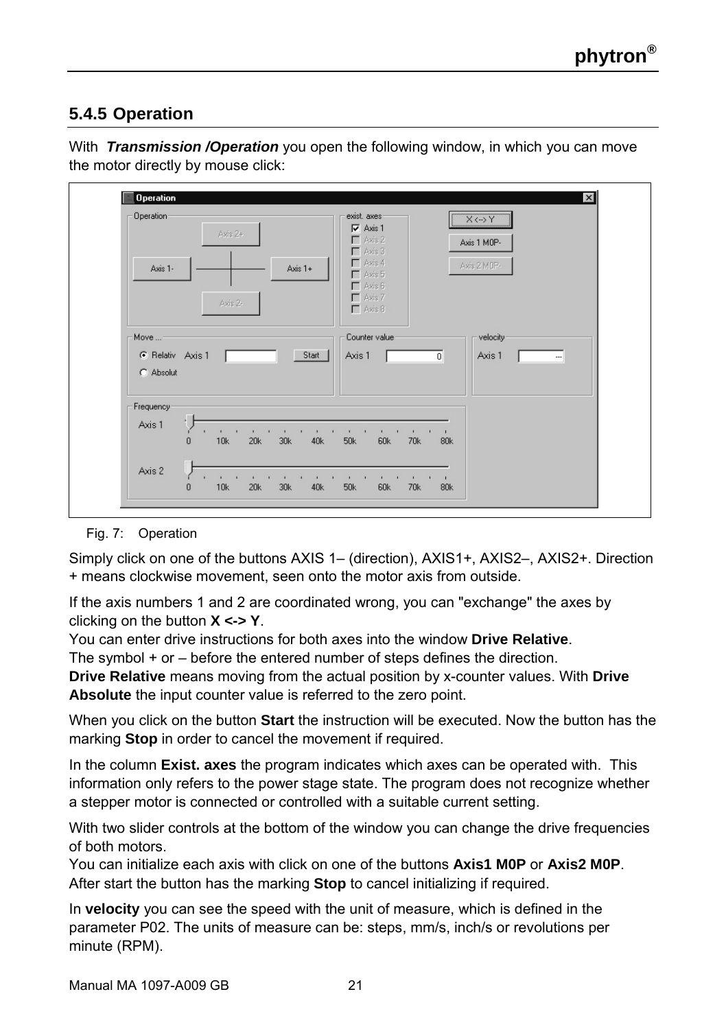### 5.4.5 Operation

With ***Transmission /Operation*** you open the following window, in which you can move the motor directly by mouse click:

Fig. 7: Operation

Simply click on one of the buttons AXIS 1– (direction), AXIS1+, AXIS2–, AXIS2+. Direction + means clockwise movement, seen onto the motor axis from outside.

If the axis numbers 1 and 2 are coordinated wrong, you can "exchange" the axes by clicking on the button **X <-> Y**.
You can enter drive instructions for both axes into the window **Drive Relative**.
The symbol + or – before the entered number of steps defines the direction.
**Drive Relative** means moving from the actual position by x-counter values. With **Drive Absolute** the input counter value is referred to the zero point.

When you click on the button **Start** the instruction will be executed. Now the button has the marking **Stop** in order to cancel the movement if required.

In the column **Exist. axes** the program indicates which axes can be operated with. This information only refers to the power stage state. The program does not recognize whether a stepper motor is connected or controlled with a suitable current setting.

With two slider controls at the bottom of the window you can change the drive frequencies of both motors.
You can initialize each axis with click on one of the buttons **Axis1 M0P** or **Axis2 M0P**. After start the button has the marking **Stop** to cancel initializing if required.

In **velocity** you can see the speed with the unit of measure, which is defined in the parameter P02. The units of measure can be: steps, mm/s, inch/s or revolutions per minute (RPM).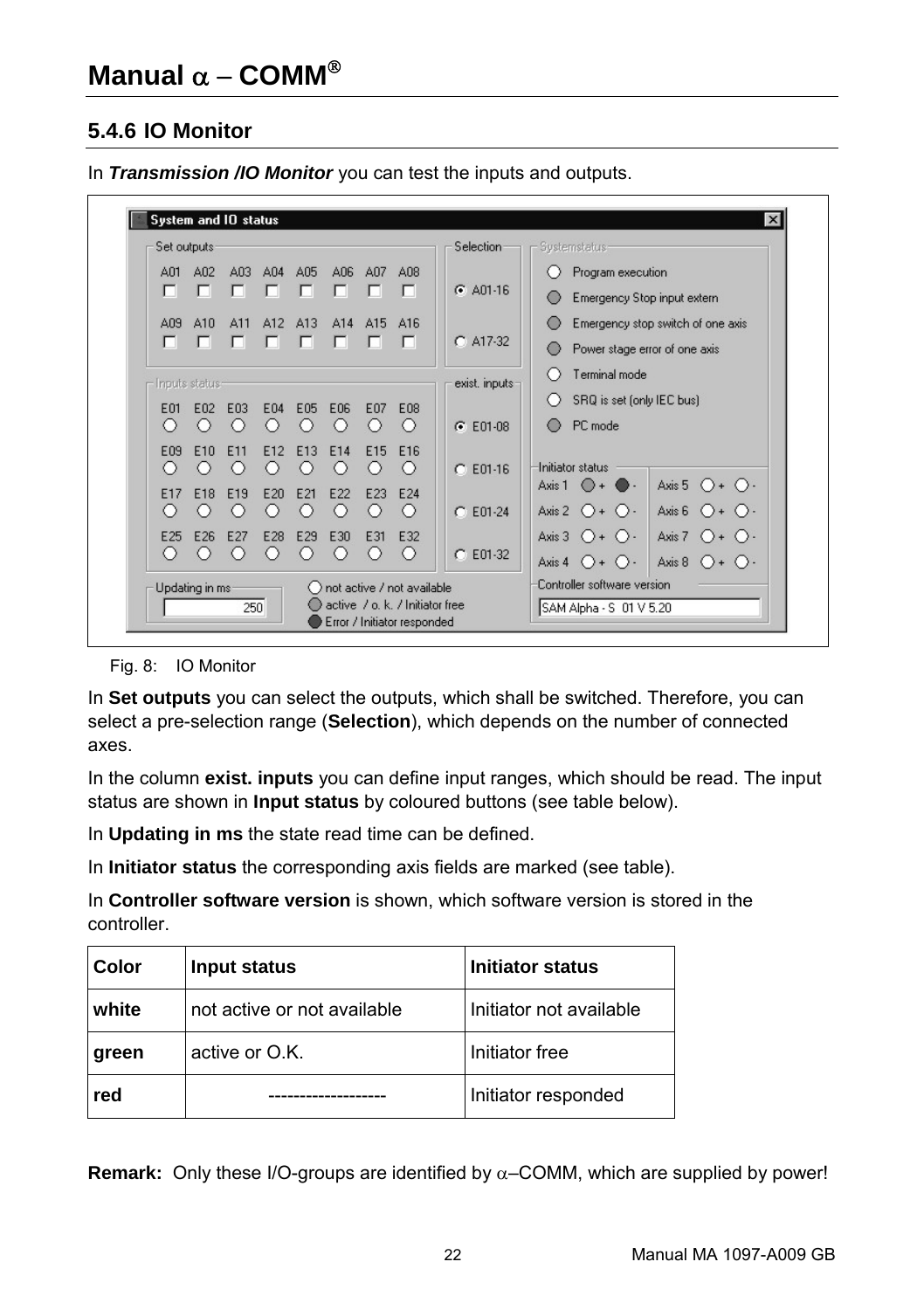### 5.4.6 IO Monitor

In ***Transmission /IO Monitor*** you can test the inputs and outputs.

Fig. 8: IO Monitor

In **Set outputs** you can select the outputs, which shall be switched. Therefore, you can select a pre-selection range (**Selection**), which depends on the number of connected axes.

In the column **exist. inputs** you can define input ranges, which should be read. The input status are shown in **Input status** by coloured buttons (see table below).

In **Updating in ms** the state read time can be defined.

In **Initiator status** the corresponding axis fields are marked (see table).

In **Controller software version** is shown, which software version is stored in the controller.

| Color | Input status | Initiator status |
|---|---|---|
| **white** | not active or not available | Initiator not available |
| **green** | active or O.K. | Initiator free |
| **red** | ------------------- | Initiator responded |

**Remark:** Only these I/O-groups are identified by α–COMM, which are supplied by power!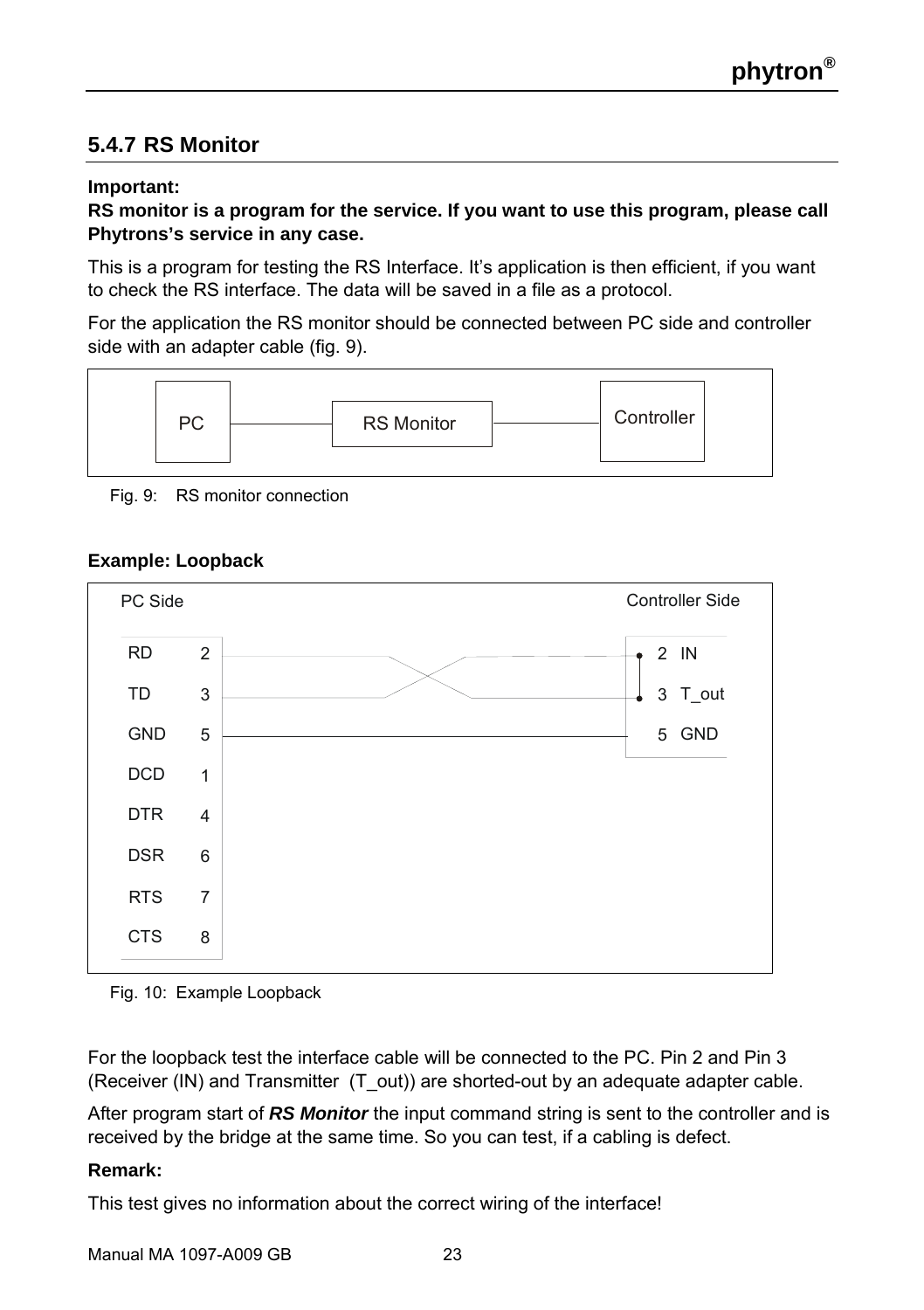## 5.4.7 RS Monitor

**Important:**
**RS monitor is a program for the service. If you want to use this program, please call Phytrons's service in any case.**

This is a program for testing the RS Interface. It's application is then efficient, if you want to check the RS interface. The data will be saved in a file as a protocol.

For the application the RS monitor should be connected between PC side and controller side with an adapter cable (fig. 9).

PC — RS Monitor — Controller

Fig. 9: RS monitor connection

**Example: Loopback**

| PC Side | | Controller Side | |
|---|---|---|---|
| RD | 2 | 2 | IN |
| TD | 3 | 3 | T_out |
| GND | 5 | 5 | GND |
| DCD | 1 | | |
| DTR | 4 | | |
| DSR | 6 | | |
| RTS | 7 | | |
| CTS | 8 | | |

Fig. 10: Example Loopback

For the loopback test the interface cable will be connected to the PC. Pin 2 and Pin 3 (Receiver (IN) and Transmitter (T_out)) are shorted-out by an adequate adapter cable.

After program start of ***RS Monitor*** the input command string is sent to the controller and is received by the bridge at the same time. So you can test, if a cabling is defect.

**Remark:**

This test gives no information about the correct wiring of the interface!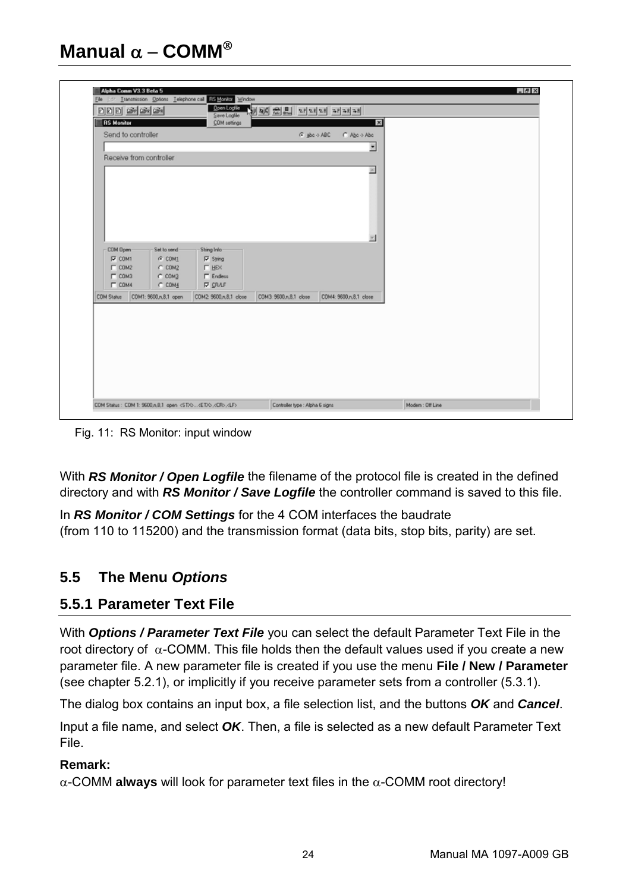Fig. 11: RS Monitor: input window

With ***RS Monitor / Open Logfile*** the filename of the protocol file is created in the defined directory and with ***RS Monitor / Save Logfile*** the controller command is saved to this file.

In ***RS Monitor / COM Settings*** for the 4 COM interfaces the baudrate (from 110 to 115200) and the transmission format (data bits, stop bits, parity) are set.

## 5.5 The Menu *Options*

### 5.5.1 Parameter Text File

With ***Options / Parameter Text File*** you can select the default Parameter Text File in the root directory of α-COMM. This file holds then the default values used if you create a new parameter file. A new parameter file is created if you use the menu **File / New / Parameter** (see chapter 5.2.1), or implicitly if you receive parameter sets from a controller (5.3.1).

The dialog box contains an input box, a file selection list, and the buttons ***OK*** and ***Cancel***.

Input a file name, and select ***OK***. Then, a file is selected as a new default Parameter Text File.

**Remark:**
α-COMM **always** will look for parameter text files in the α-COMM root directory!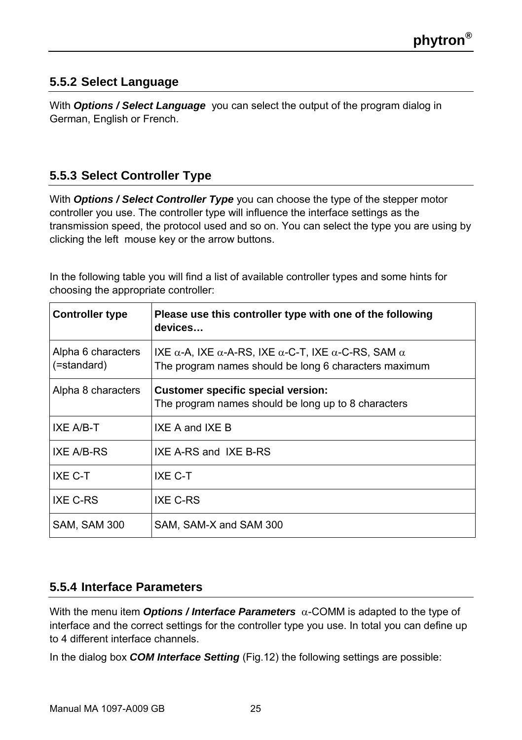### 5.5.2 Select Language

With ***Options / Select Language*** you can select the output of the program dialog in German, English or French.

### 5.5.3 Select Controller Type

With ***Options / Select Controller Type*** you can choose the type of the stepper motor controller you use. The controller type will influence the interface settings as the transmission speed, the protocol used and so on. You can select the type you are using by clicking the left mouse key or the arrow buttons.

In the following table you will find a list of available controller types and some hints for choosing the appropriate controller:

| **Controller type** | **Please use this controller type with one of the following devices…** |
|---|---|
| Alpha 6 characters (=standard) | IXE $\alpha$-A, IXE $\alpha$-A-RS, IXE $\alpha$-C-T, IXE $\alpha$-C-RS, SAM $\alpha$<br>The program names should be long 6 characters maximum |
| Alpha 8 characters | **Customer specific special version:**<br>The program names should be long up to 8 characters |
| IXE A/B-T | IXE A and IXE B |
| IXE A/B-RS | IXE A-RS and IXE B-RS |
| IXE C-T | IXE C-T |
| IXE C-RS | IXE C-RS |
| SAM, SAM 300 | SAM, SAM-X and SAM 300 |

### 5.5.4 Interface Parameters

With the menu item ***Options / Interface Parameters*** $\alpha$-COMM is adapted to the type of interface and the correct settings for the controller type you use. In total you can define up to 4 different interface channels.

In the dialog box ***COM Interface Setting*** (Fig.12) the following settings are possible: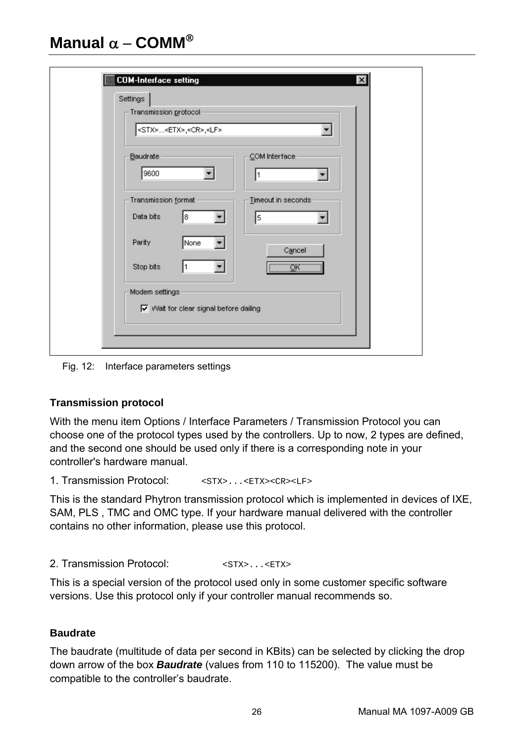Fig. 12: Interface parameters settings

**Transmission protocol**

With the menu item Options / Interface Parameters / Transmission Protocol you can choose one of the protocol types used by the controllers. Up to now, 2 types are defined, and the second one should be used only if there is a corresponding note in your controller's hardware manual.

1. Transmission Protocol: `<STX>...<ETX><CR><LF>`

This is the standard Phytron transmission protocol which is implemented in devices of IXE, SAM, PLS , TMC and OMC type. If your hardware manual delivered with the controller contains no other information, please use this protocol.

2. Transmission Protocol: `<STX>...<ETX>`

This is a special version of the protocol used only in some customer specific software versions. Use this protocol only if your controller manual recommends so.

**Baudrate**

The baudrate (multitude of data per second in KBits) can be selected by clicking the drop down arrow of the box ***Baudrate*** (values from 110 to 115200). The value must be compatible to the controller's baudrate.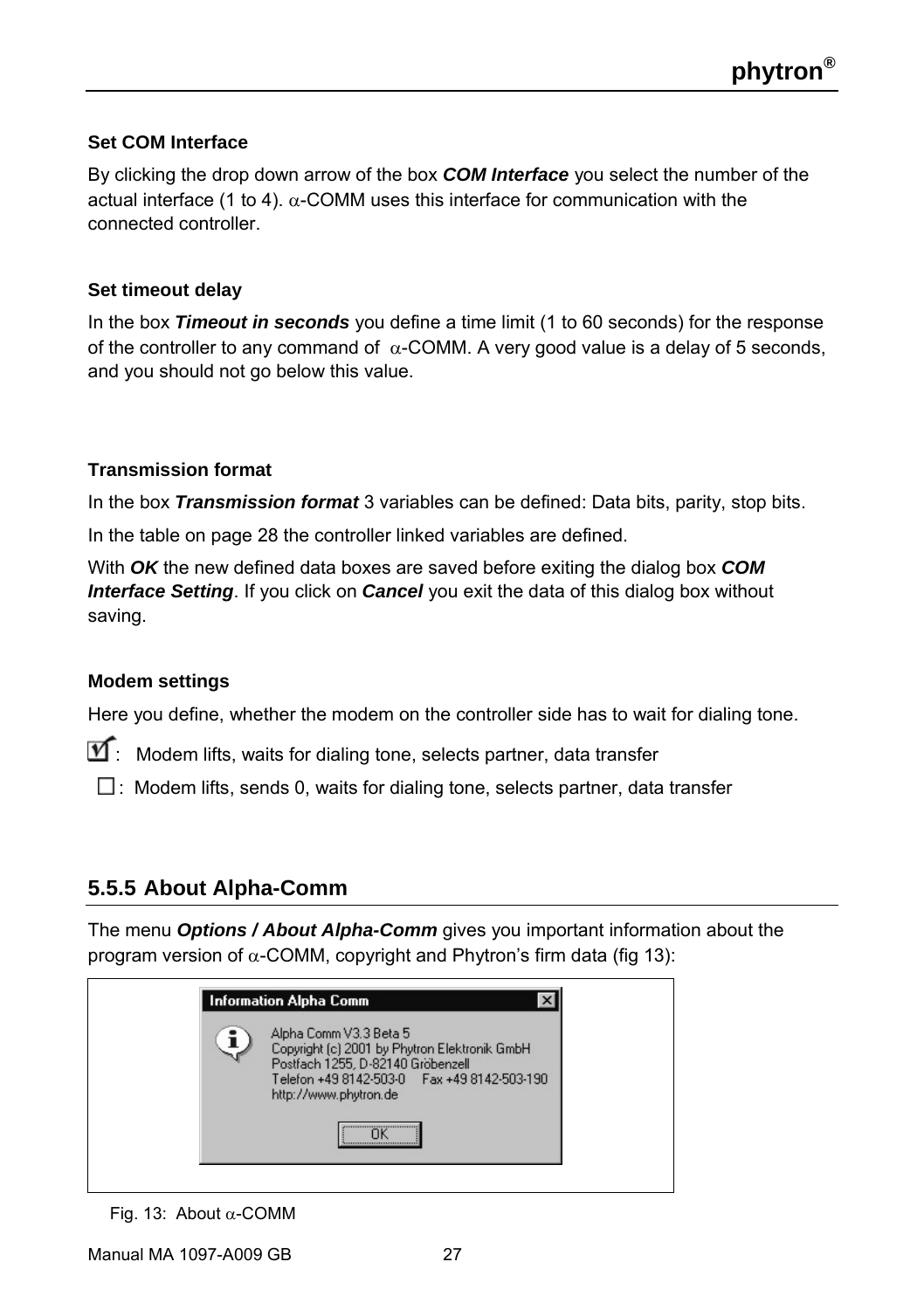### Set COM Interface

By clicking the drop down arrow of the box ***COM Interface*** you select the number of the actual interface (1 to 4). α-COMM uses this interface for communication with the connected controller.

### Set timeout delay

In the box ***Timeout in seconds*** you define a time limit (1 to 60 seconds) for the response of the controller to any command of α-COMM. A very good value is a delay of 5 seconds, and you should not go below this value.

### Transmission format

In the box ***Transmission format*** 3 variables can be defined: Data bits, parity, stop bits.

In the table on page 28 the controller linked variables are defined.

With ***OK*** the new defined data boxes are saved before exiting the dialog box ***COM Interface Setting***. If you click on ***Cancel*** you exit the data of this dialog box without saving.

### Modem settings

Here you define, whether the modem on the controller side has to wait for dialing tone.

☑: Modem lifts, waits for dialing tone, selects partner, data transfer

☐: Modem lifts, sends 0, waits for dialing tone, selects partner, data transfer

## 5.5.5 About Alpha-Comm

The menu ***Options / About Alpha-Comm*** gives you important information about the program version of α-COMM, copyright and Phytron's firm data (fig 13):

Fig. 13: About α-COMM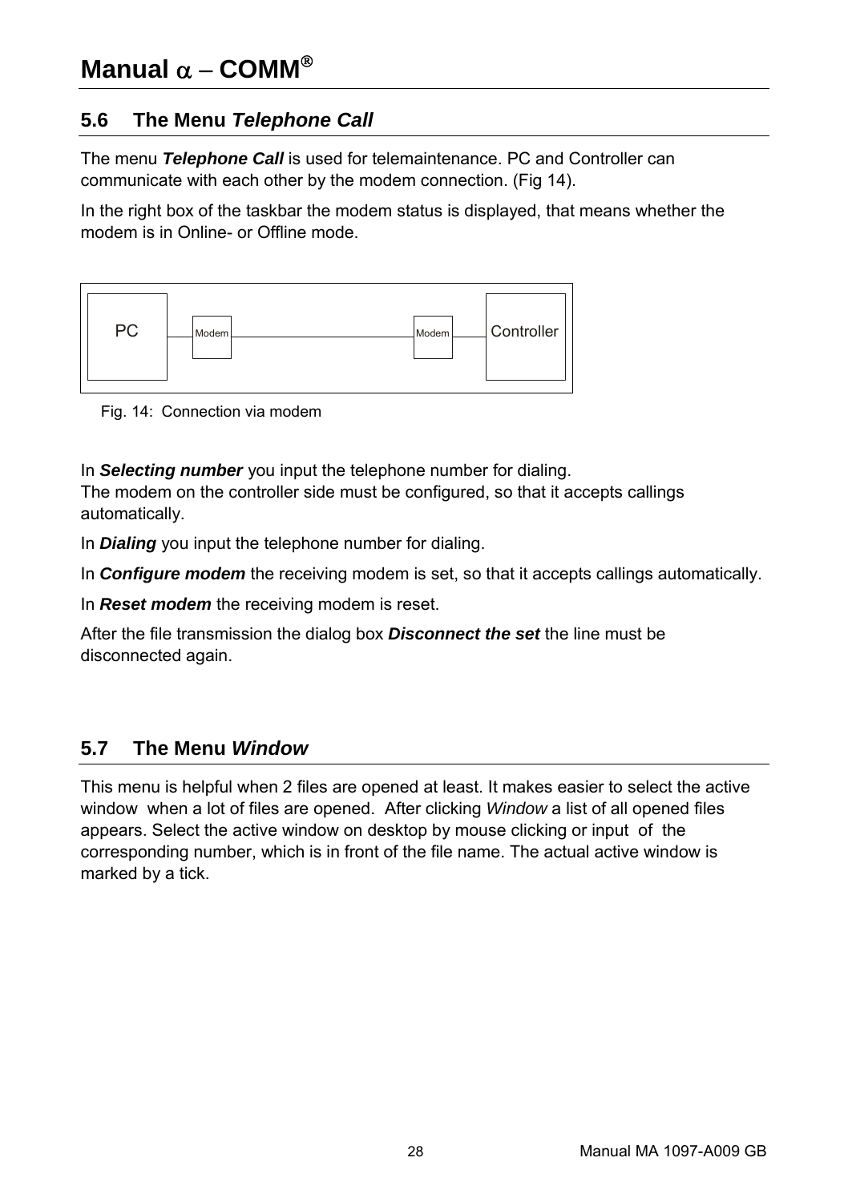## 5.6 The Menu *Telephone Call*

The menu ***Telephone Call*** is used for telemaintenance. PC and Controller can communicate with each other by the modem connection. (Fig 14).

In the right box of the taskbar the modem status is displayed, that means whether the modem is in Online- or Offline mode.

PC — Modem — Modem — Controller

Fig. 14: Connection via modem

In ***Selecting number*** you input the telephone number for dialing.
The modem on the controller side must be configured, so that it accepts callings automatically.

In ***Dialing*** you input the telephone number for dialing.

In ***Configure modem*** the receiving modem is set, so that it accepts callings automatically.

In ***Reset modem*** the receiving modem is reset.

After the file transmission the dialog box ***Disconnect the set*** the line must be disconnected again.

## 5.7 The Menu *Window*

This menu is helpful when 2 files are opened at least. It makes easier to select the active window when a lot of files are opened. After clicking *Window* a list of all opened files appears. Select the active window on desktop by mouse clicking or input of the corresponding number, which is in front of the file name. The actual active window is marked by a tick.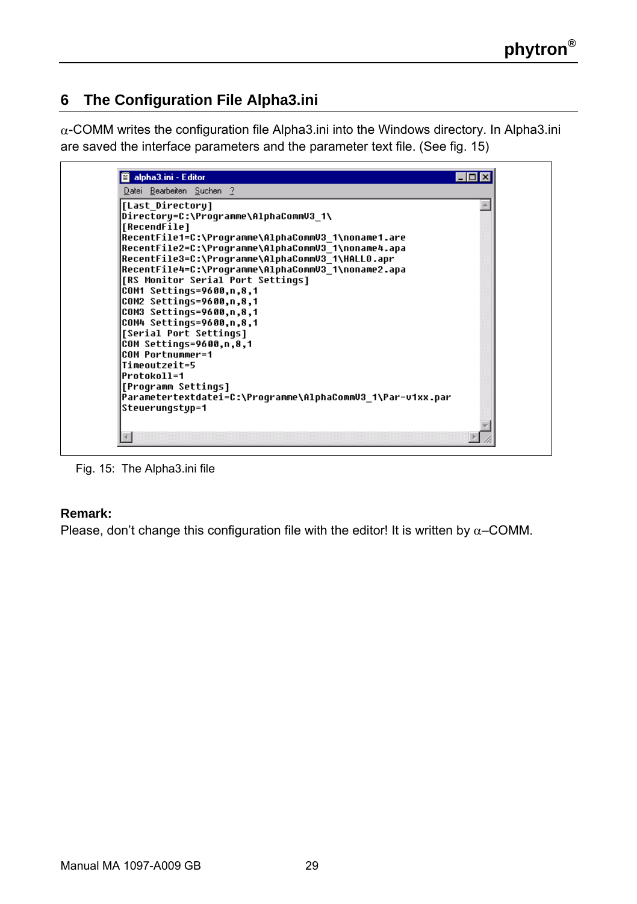# 6 The Configuration File Alpha3.ini

α-COMM writes the configuration file Alpha3.ini into the Windows directory. In Alpha3.ini are saved the interface parameters and the parameter text file. (See fig. 15)

```
[Last_Directory]
Directory=C:\Programme\AlphaCommV3_1\
[RecendFile]
RecentFile1=C:\Programme\AlphaCommV3_1\noname1.are
RecentFile2=C:\Programme\AlphaCommV3_1\noname4.apa
RecentFile3=C:\Programme\AlphaCommV3_1\HALLO.apr
RecentFile4=C:\Programme\AlphaCommV3_1\noname2.apa
[RS Monitor Serial Port Settings]
COM1 Settings=9600,n,8,1
COM2 Settings=9600,n,8,1
COM3 Settings=9600,n,8,1
COM4 Settings=9600,n,8,1
[Serial Port Settings]
COM Settings=9600,n,8,1
COM Portnummer=1
Timeoutzeit=5
Protokoll=1
[Programm Settings]
Parametertextdatei=C:\Programme\AlphaCommV3_1\Par-v1xx.par
Steuerungstyp=1
```

Fig. 15: The Alpha3.ini file

**Remark:**
Please, don't change this configuration file with the editor! It is written by α–COMM.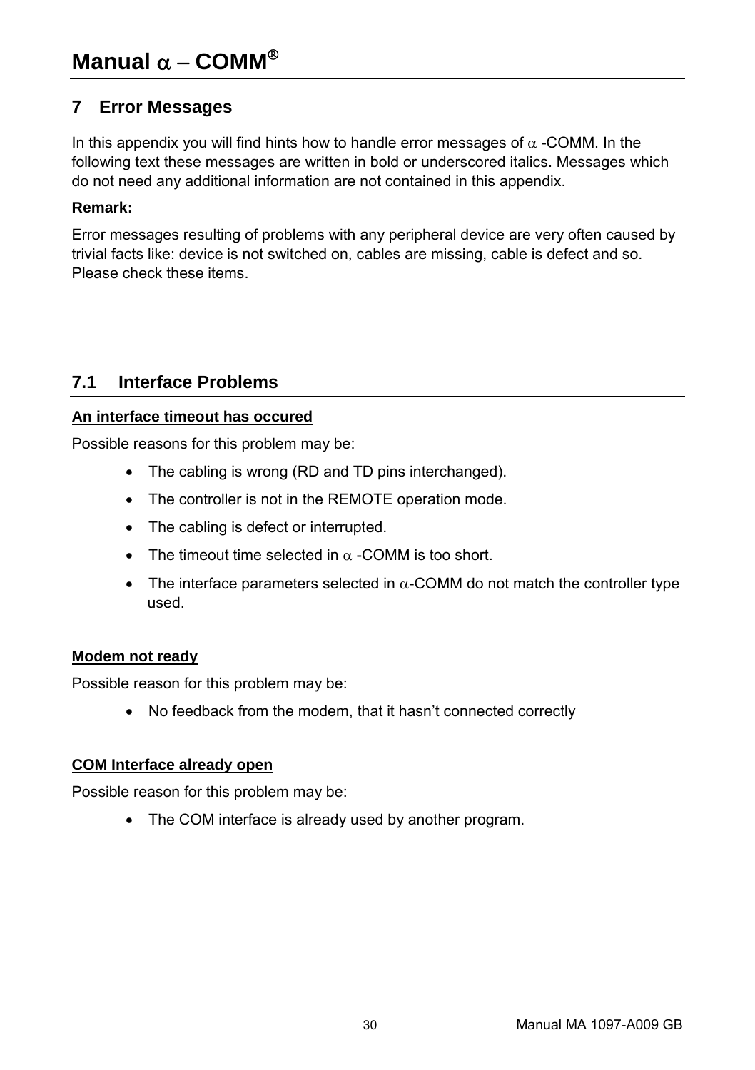## 7 Error Messages

In this appendix you will find hints how to handle error messages of α -COMM. In the following text these messages are written in bold or underscored italics. Messages which do not need any additional information are not contained in this appendix.

**Remark:**

Error messages resulting of problems with any peripheral device are very often caused by trivial facts like: device is not switched on, cables are missing, cable is defect and so. Please check these items.

### 7.1 Interface Problems

**An interface timeout has occured**

Possible reasons for this problem may be:

- The cabling is wrong (RD and TD pins interchanged).
- The controller is not in the REMOTE operation mode.
- The cabling is defect or interrupted.
- The timeout time selected in α -COMM is too short.
- The interface parameters selected in α-COMM do not match the controller type used.

**Modem not ready**

Possible reason for this problem may be:

- No feedback from the modem, that it hasn't connected correctly

**COM Interface already open**

Possible reason for this problem may be:

- The COM interface is already used by another program.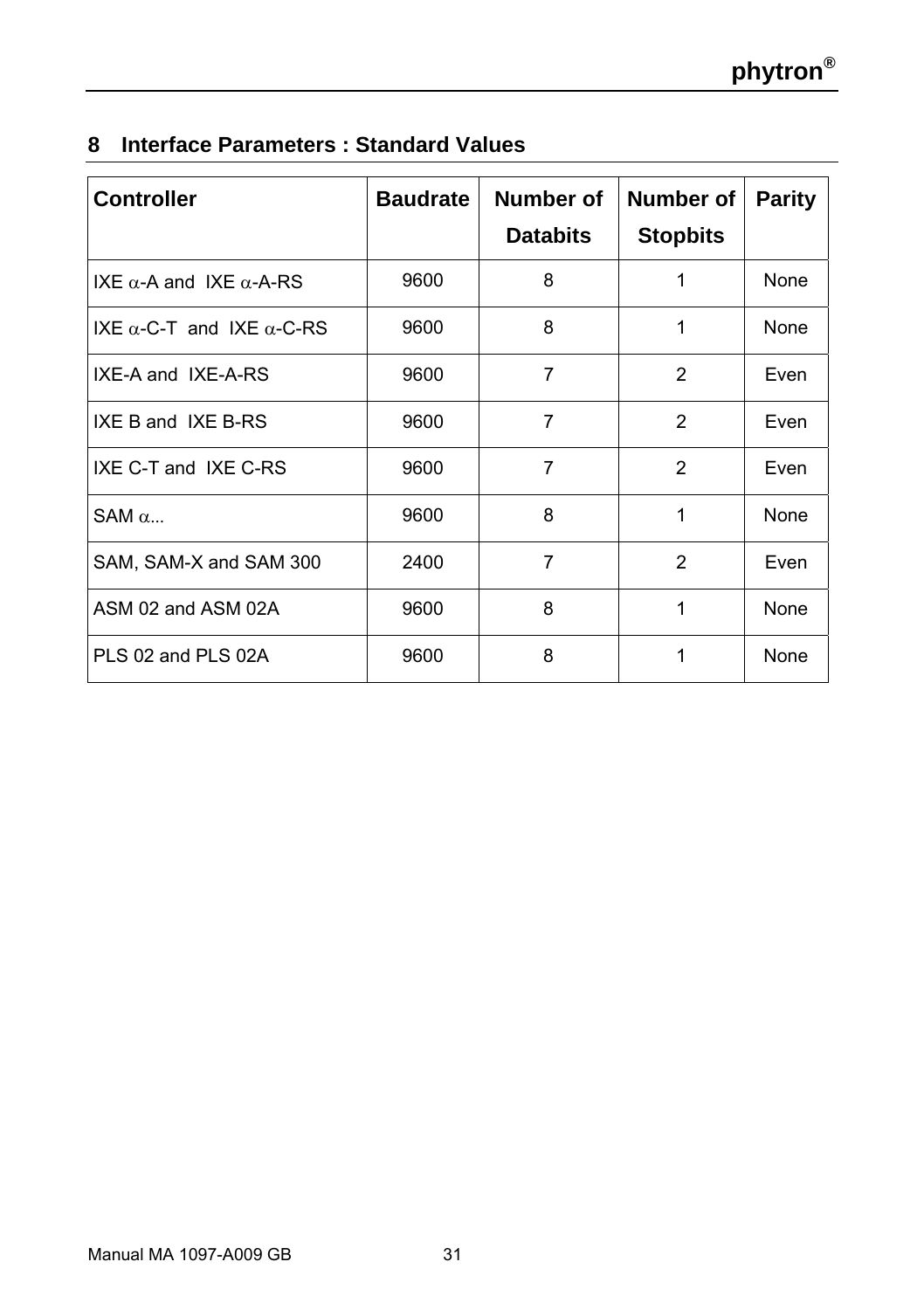## 8 Interface Parameters : Standard Values

| Controller | Baudrate | Number of Databits | Number of Stopbits | Parity |
|---|---|---|---|---|
| IXE α-A and IXE α-A-RS | 9600 | 8 | 1 | None |
| IXE α-C-T and IXE α-C-RS | 9600 | 8 | 1 | None |
| IXE-A and IXE-A-RS | 9600 | 7 | 2 | Even |
| IXE B and IXE B-RS | 9600 | 7 | 2 | Even |
| IXE C-T and IXE C-RS | 9600 | 7 | 2 | Even |
| SAM α... | 9600 | 8 | 1 | None |
| SAM, SAM-X and SAM 300 | 2400 | 7 | 2 | Even |
| ASM 02 and ASM 02A | 9600 | 8 | 1 | None |
| PLS 02 and PLS 02A | 9600 | 8 | 1 | None |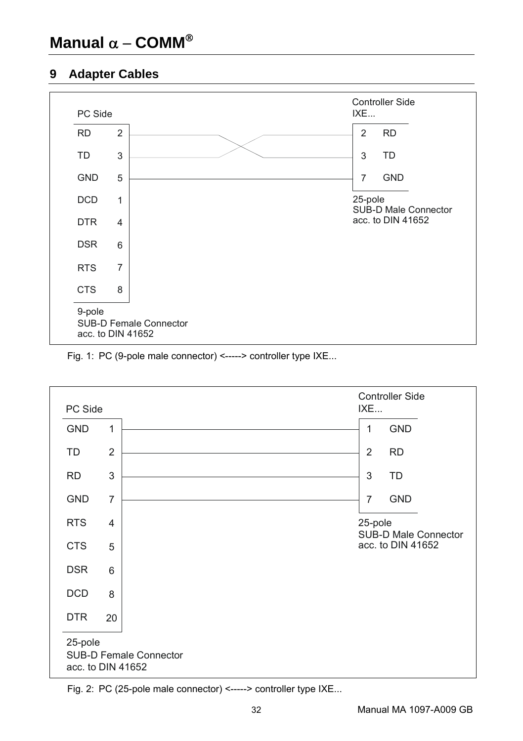# 9 Adapter Cables

PC Side

| RD | 2 |
|---|---|
| TD | 3 |
| GND | 5 |
| DCD | 1 |
| DTR | 4 |
| DSR | 6 |
| RTS | 7 |
| CTS | 8 |

9-pole
SUB-D Female Connector
acc. to DIN 41652

Controller Side
IXE...

| 2 | RD |
|---|---|
| 3 | TD |
| 7 | GND |

25-pole
SUB-D Male Connector
acc. to DIN 41652

Fig. 1: PC (9-pole male connector) <-----> controller type IXE...

PC Side

| GND | 1 |
|---|---|
| TD | 2 |
| RD | 3 |
| GND | 7 |
| RTS | 4 |
| CTS | 5 |
| DSR | 6 |
| DCD | 8 |
| DTR | 20 |

25-pole
SUB-D Female Connector
acc. to DIN 41652

Controller Side
IXE...

| 1 | GND |
|---|---|
| 2 | RD |
| 3 | TD |
| 7 | GND |

25-pole
SUB-D Male Connector
acc. to DIN 41652

Fig. 2: PC (25-pole male connector) <-----> controller type IXE...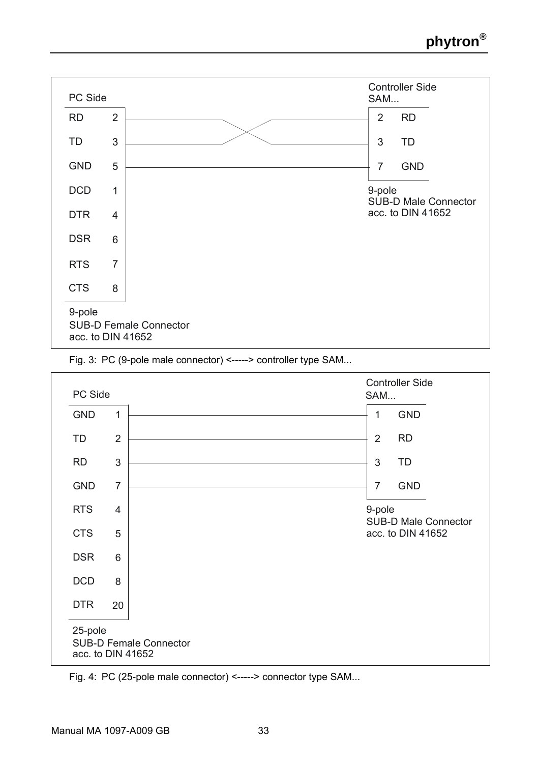**Fig. 3 wiring:**

| PC Side (9-pole SUB-D Female Connector acc. to DIN 41652) | | Connection | Controller Side SAM... (9-pole SUB-D Male Connector acc. to DIN 41652) | |
|---|---|---|---|---|
| RD | 2 | crossed to controller pin 3 | 3 | TD |
| TD | 3 | crossed to controller pin 2 | 2 | RD |
| GND | 5 | straight | 7 | GND |
| DCD | 1 | | | |
| DTR | 4 | | | |
| DSR | 6 | | | |
| RTS | 7 | | | |
| CTS | 8 | | | |

Fig. 3: PC (9-pole male connector) <-----> controller type SAM...

**Fig. 4 wiring:**

| PC Side (25-pole SUB-D Female Connector acc. to DIN 41652) | | Connection | Controller Side SAM... (9-pole SUB-D Male Connector acc. to DIN 41652) | |
|---|---|---|---|---|
| GND | 1 | straight | 1 | GND |
| TD | 2 | straight | 2 | RD |
| RD | 3 | straight | 3 | TD |
| GND | 7 | straight | 7 | GND |
| RTS | 4 | | | |
| CTS | 5 | | | |
| DSR | 6 | | | |
| DCD | 8 | | | |
| DTR | 20 | | | |

Fig. 4: PC (25-pole male connector) <-----> connector type SAM...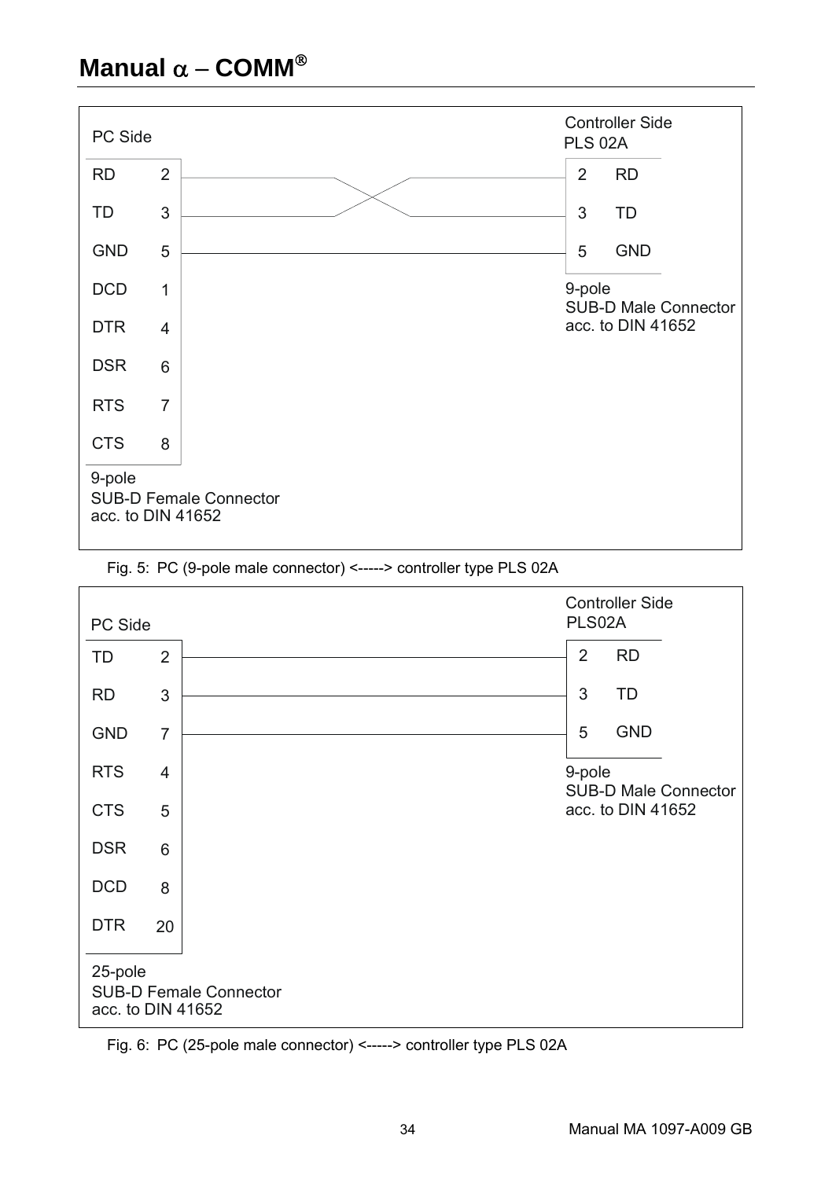| PC Side | | | Controller Side PLS 02A | |
|---|---|---|---|---|
| RD | 2 | ↔ (crossed) | 2 | RD |
| TD | 3 | ↔ (crossed) | 3 | TD |
| GND | 5 | ↔ | 5 | GND |
| DCD | 1 | | | |
| DTR | 4 | | | |
| DSR | 6 | | | |
| RTS | 7 | | | |
| CTS | 8 | | | |

PC Side: 9-pole SUB-D Female Connector acc. to DIN 41652

Controller Side: 9-pole SUB-D Male Connector acc. to DIN 41652

Fig. 5: PC (9-pole male connector) <-----> controller type PLS 02A

| PC Side | | | Controller Side PLS02A | |
|---|---|---|---|---|
| TD | 2 | ↔ | 2 | RD |
| RD | 3 | ↔ | 3 | TD |
| GND | 7 | ↔ | 5 | GND |
| RTS | 4 | | | |
| CTS | 5 | | | |
| DSR | 6 | | | |
| DCD | 8 | | | |
| DTR | 20 | | | |

PC Side: 25-pole SUB-D Female Connector acc. to DIN 41652

Controller Side: 9-pole SUB-D Male Connector acc. to DIN 41652

Fig. 6: PC (25-pole male connector) <-----> controller type PLS 02A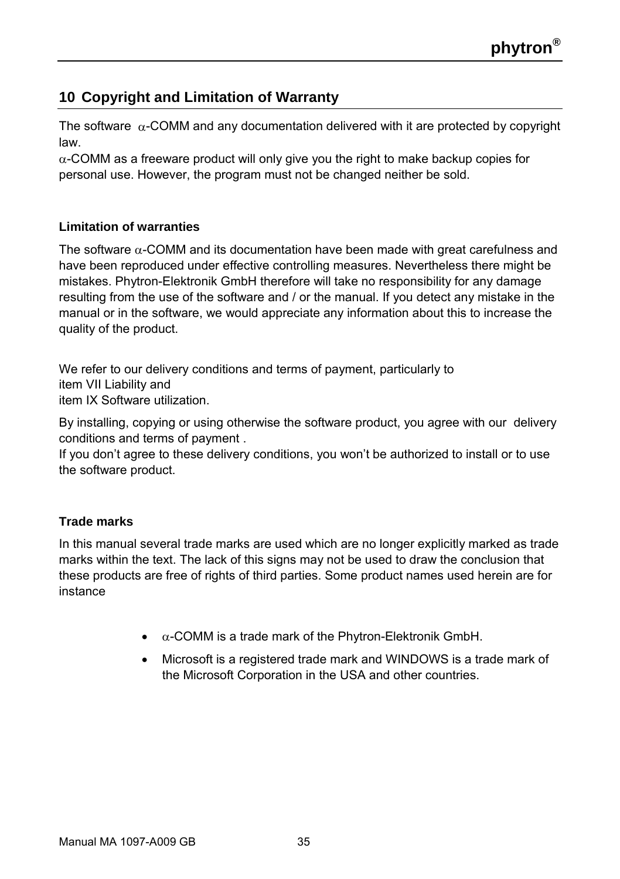## 10 Copyright and Limitation of Warranty

The software $\alpha$-COMM and any documentation delivered with it are protected by copyright law.
$\alpha$-COMM as a freeware product will only give you the right to make backup copies for personal use. However, the program must not be changed neither be sold.

**Limitation of warranties**

The software $\alpha$-COMM and its documentation have been made with great carefulness and have been reproduced under effective controlling measures. Nevertheless there might be mistakes. Phytron-Elektronik GmbH therefore will take no responsibility for any damage resulting from the use of the software and / or the manual. If you detect any mistake in the manual or in the software, we would appreciate any information about this to increase the quality of the product.

We refer to our delivery conditions and terms of payment, particularly to
item VII Liability and
item IX Software utilization.

By installing, copying or using otherwise the software product, you agree with our delivery conditions and terms of payment .
If you don't agree to these delivery conditions, you won't be authorized to install or to use the software product.

**Trade marks**

In this manual several trade marks are used which are no longer explicitly marked as trade marks within the text. The lack of this signs may not be used to draw the conclusion that these products are free of rights of third parties. Some product names used herein are for instance

- $\alpha$-COMM is a trade mark of the Phytron-Elektronik GmbH.
- Microsoft is a registered trade mark and WINDOWS is a trade mark of the Microsoft Corporation in the USA and other countries.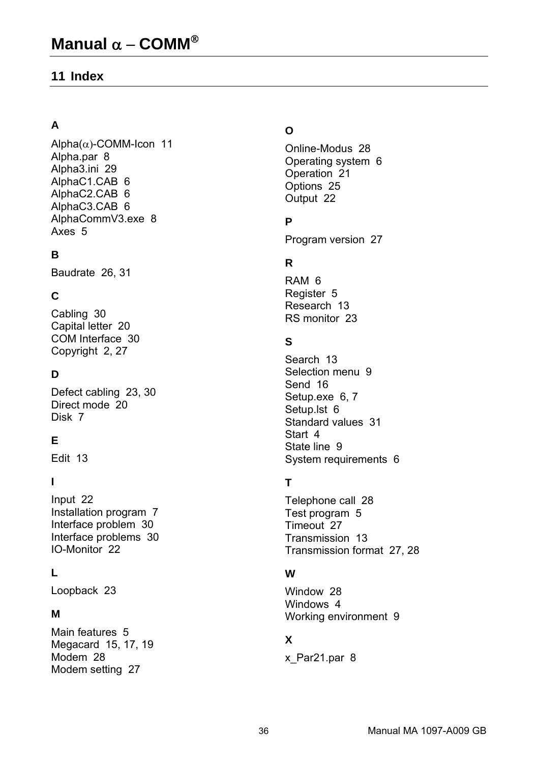## 11 Index

### A

Alpha($\alpha$)-COMM-Icon 11
Alpha.par 8
Alpha3.ini 29
AlphaC1.CAB 6
AlphaC2.CAB 6
AlphaC3.CAB 6
AlphaCommV3.exe 8
Axes 5

### B

Baudrate 26, 31

### C

Cabling 30
Capital letter 20
COM Interface 30
Copyright 2, 27

### D

Defect cabling 23, 30
Direct mode 20
Disk 7

### E

Edit 13

### I

Input 22
Installation program 7
Interface problem 30
Interface problems 30
IO-Monitor 22

### L

Loopback 23

### M

Main features 5
Megacard 15, 17, 19
Modem 28
Modem setting 27

### O

Online-Modus 28
Operating system 6
Operation 21
Options 25
Output 22

### P

Program version 27

### R

RAM 6
Register 5
Research 13
RS monitor 23

### S

Search 13
Selection menu 9
Send 16
Setup.exe 6, 7
Setup.lst 6
Standard values 31
Start 4
State line 9
System requirements 6

### T

Telephone call 28
Test program 5
Timeout 27
Transmission 13
Transmission format 27, 28

### W

Window 28
Windows 4
Working environment 9

### X

x_Par21.par 8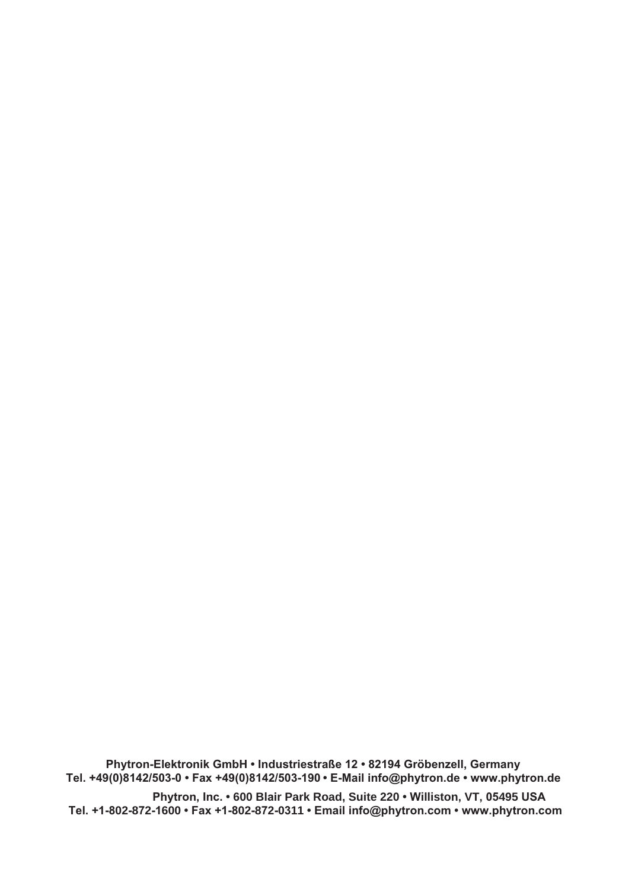**Phytron-Elektronik GmbH • Industriestraße 12 • 82194 Gröbenzell, Germany**
**Tel. +49(0)8142/503-0 • Fax +49(0)8142/503-190 • E-Mail info@phytron.de • www.phytron.de**

**Phytron, Inc. • 600 Blair Park Road, Suite 220 • Williston, VT, 05495 USA**
**Tel. +1-802-872-1600 • Fax +1-802-872-0311 • Email info@phytron.com • www.phytron.com**